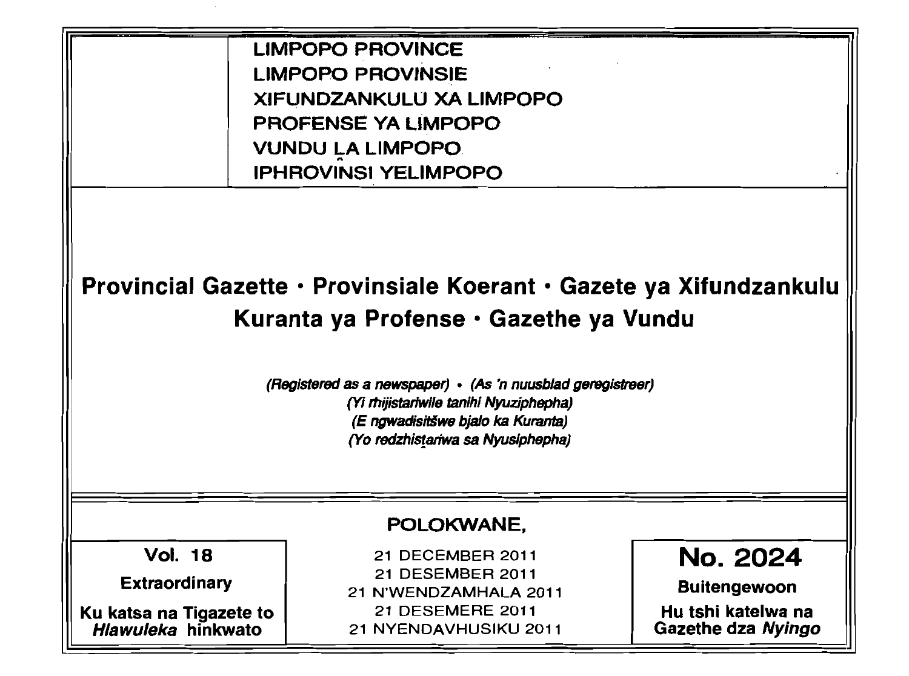LIMPOPO PROVINCE
LIMPOPO PROVINSIE
XIFUNDZANKULU XA LIMPOPO
PROFENSE YA LIMPOPO
VUNDU LA LIMPOPO
IPHROVINSI YELIMPOPO

# Provincial Gazette • Provinsiale Koerant • Gazete ya Xifundzankulu
# Kuranta ya Profense • Gazethe ya Vundu

*(Registered as a newspaper) • (As 'n nuusblad geregistreer)*
*(Yi ṁijistariwile tanihi Nyuziphepha)*
*(E ngwadisitšwe bjalo ka Kuranta)*
*(Yo redzhistariwa sa Nyusiphepha)*

**POLOKWANE,**

| **Vol. 18** | 21 DECEMBER 2011 | **No. 2024** |
|---|---|---|
| **Extraordinary** | 21 DESEMBER 2011 | **Buitengewoon** |
| **Ku katsa na Tigazete to *Hlawuleka* hinkwato** | 21 N'WENDZAMHALA 2011 | **Hu tshi katelwa na Gazethe dza *Nyingo*** |
| | 21 DESEMERE 2011 | |
| | 21 NYENDAVHUSIKU 2011 | |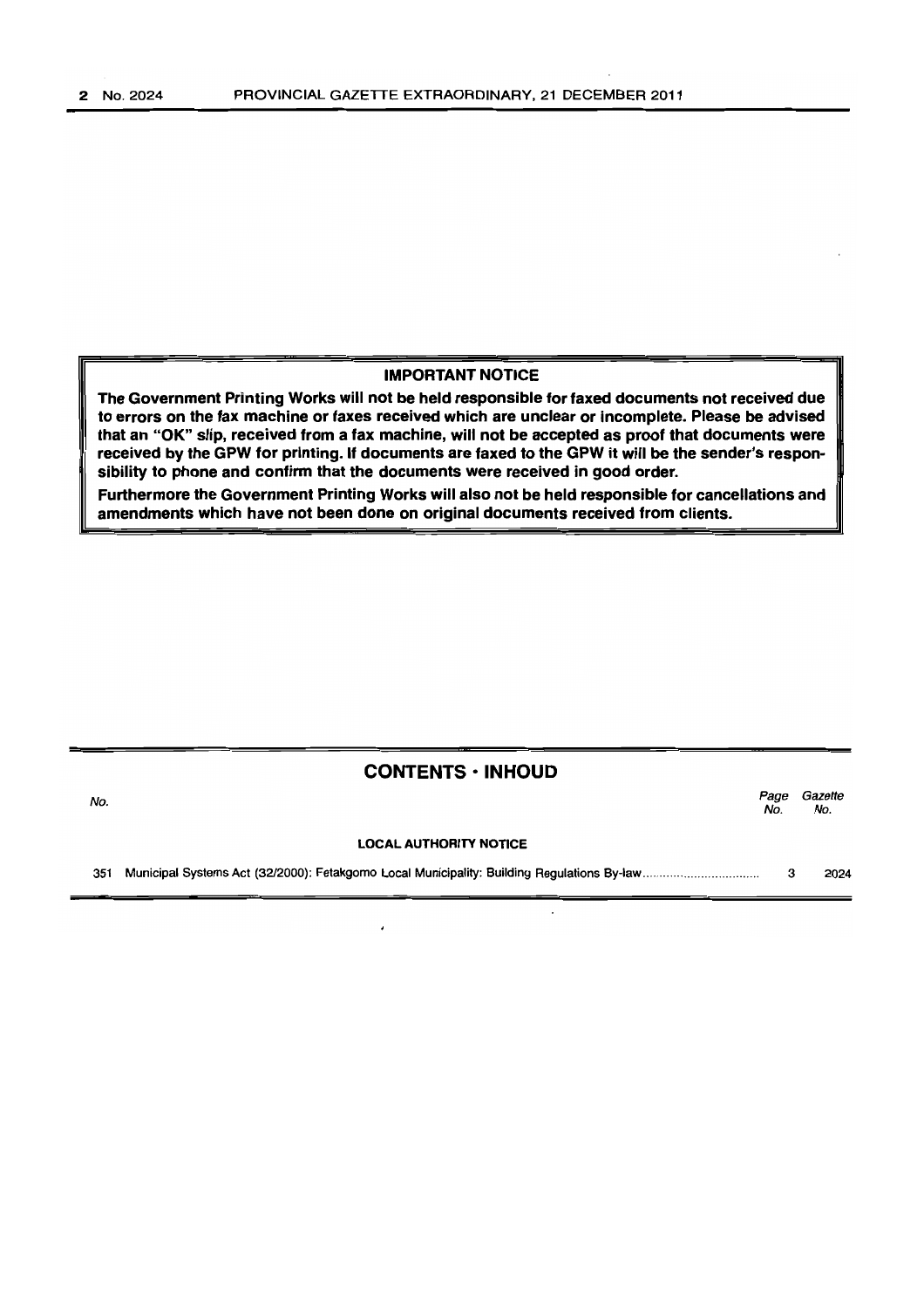## IMPORTANT NOTICE

**The Government Printing Works will not be held responsible for faxed documents not received due to errors on the fax machine or faxes received which are unclear or incomplete. Please be advised that an "OK" slip, received from a fax machine, will not be accepted as proof that documents were received by the GPW for printing. If documents are faxed to the GPW it will be the sender's responsibility to phone and confirm that the documents were received in good order.**

**Furthermore the Government Printing Works will also not be held responsible for cancellations and amendments which have not been done on original documents received from clients.**

## CONTENTS · INHOUD

| *No.* | | *Page No.* | *Gazette No.* |
|---|---|---|---|
| | **LOCAL AUTHORITY NOTICE** | | |
| 351 | Municipal Systems Act (32/2000): Fetakgomo Local Municipality: Building Regulations By-law | 3 | 2024 |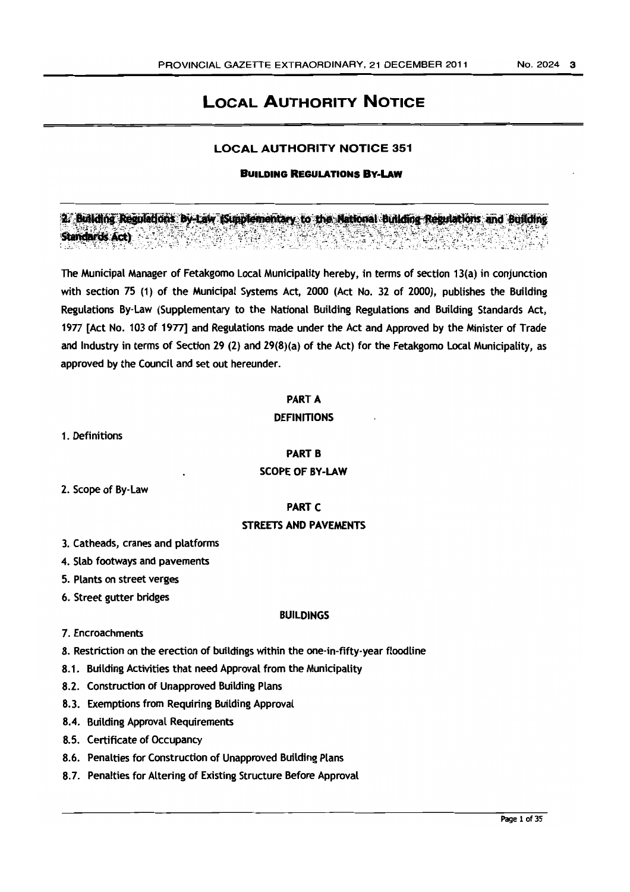# LOCAL AUTHORITY NOTICE

## LOCAL AUTHORITY NOTICE 351

### BUILDING REGULATIONS BY-LAW

**2. Building Regulations By-Law (Supplementary to the National Building Regulations and Building Standards Act)**

The Municipal Manager of Fetakgomo Local Municipality hereby, in terms of section 13(a) in conjunction with section 75 (1) of the Municipal Systems Act, 2000 (Act No. 32 of 2000), publishes the Building Regulations By-Law (Supplementary to the National Building Regulations and Building Standards Act, 1977 [Act No. 103 of 1977] and Regulations made under the Act and Approved by the Minister of Trade and Industry in terms of Section 29 (2) and 29(8)(a) of the Act) for the Fetakgomo Local Municipality, as approved by the Council and set out hereunder.

**PART A**

**DEFINITIONS**

1. Definitions

**PART B**

**SCOPE OF BY-LAW**

2. Scope of By-Law

**PART C**

**STREETS AND PAVEMENTS**

3. Catheads, cranes and platforms
4. Slab footways and pavements
5. Plants on street verges
6. Street gutter bridges

**BUILDINGS**

7. Encroachments
8. Restriction on the erection of buildings within the one-in-fifty-year floodline

8.1. Building Activities that need Approval from the Municipality

8.2. Construction of Unapproved Building Plans

8.3. Exemptions from Requiring Building Approval

8.4. Building Approval Requirements

8.5. Certificate of Occupancy

8.6. Penalties for Construction of Unapproved Building Plans

8.7. Penalties for Altering of Existing Structure Before Approval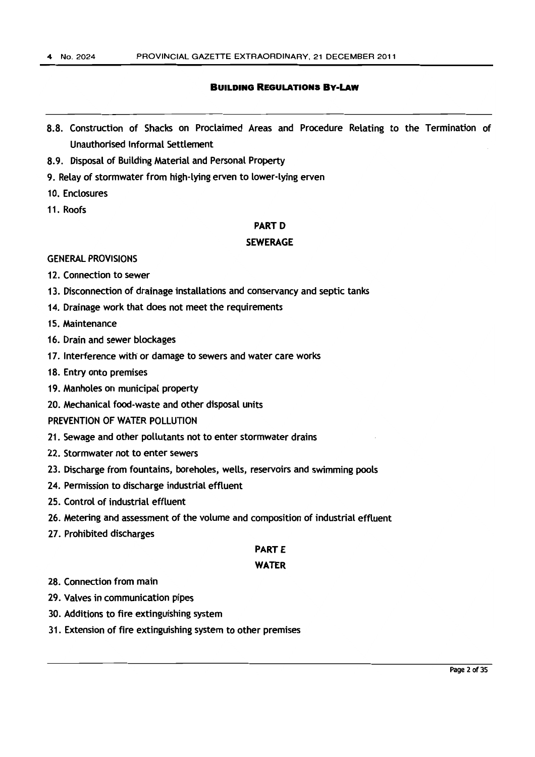8.8. Construction of Shacks on Proclaimed Areas and Procedure Relating to the Termination of Unauthorised Informal Settlement

8.9. Disposal of Building Material and Personal Property

9. Relay of stormwater from high-lying erven to lower-lying erven

10. Enclosures

11. Roofs

## PART D

## SEWERAGE

GENERAL PROVISIONS

12. Connection to sewer

13. Disconnection of drainage installations and conservancy and septic tanks

14. Drainage work that does not meet the requirements

15. Maintenance

16. Drain and sewer blockages

17. Interference with or damage to sewers and water care works

18. Entry onto premises

19. Manholes on municipal property

20. Mechanical food-waste and other disposal units

PREVENTION OF WATER POLLUTION

21. Sewage and other pollutants not to enter stormwater drains

22. Stormwater not to enter sewers

23. Discharge from fountains, boreholes, wells, reservoirs and swimming pools

24. Permission to discharge industrial effluent

25. Control of industrial effluent

26. Metering and assessment of the volume and composition of industrial effluent

27. Prohibited discharges

## PART E

## WATER

28. Connection from main

29. Valves in communication pipes

30. Additions to fire extinguishing system

31. Extension of fire extinguishing system to other premises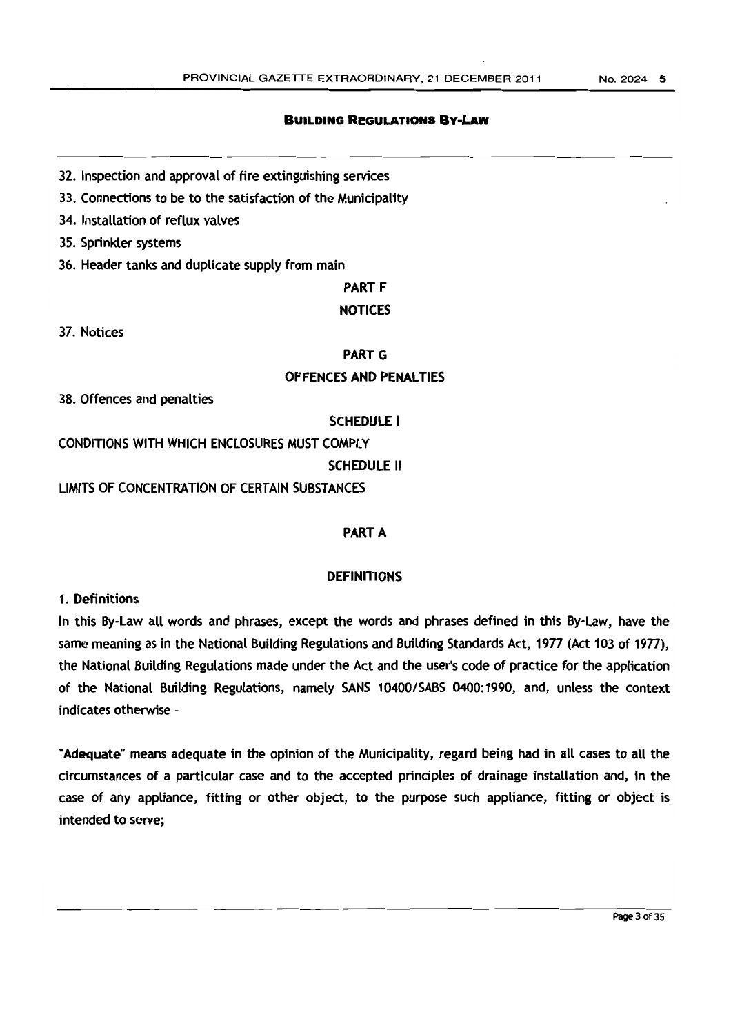32. Inspection and approval of fire extinguishing services

33. Connections to be to the satisfaction of the Municipality

34. Installation of reflux valves

35. Sprinkler systems

36. Header tanks and duplicate supply from main

**PART F**

**NOTICES**

37. Notices

**PART G**

**OFFENCES AND PENALTIES**

38. Offences and penalties

**SCHEDULE I**

CONDITIONS WITH WHICH ENCLOSURES MUST COMPLY

**SCHEDULE II**

LIMITS OF CONCENTRATION OF CERTAIN SUBSTANCES

## PART A

## DEFINITIONS

**1. Definitions**

In this By-Law all words and phrases, except the words and phrases defined in this By-Law, have the same meaning as in the National Building Regulations and Building Standards Act, 1977 (Act 103 of 1977), the National Building Regulations made under the Act and the user's code of practice for the application of the National Building Regulations, namely SANS 10400/SABS 0400:1990, and, unless the context indicates otherwise -

"**Adequate**" means adequate in the opinion of the Municipality, regard being had in all cases to all the circumstances of a particular case and to the accepted principles of drainage installation and, in the case of any appliance, fitting or other object, to the purpose such appliance, fitting or object is intended to serve;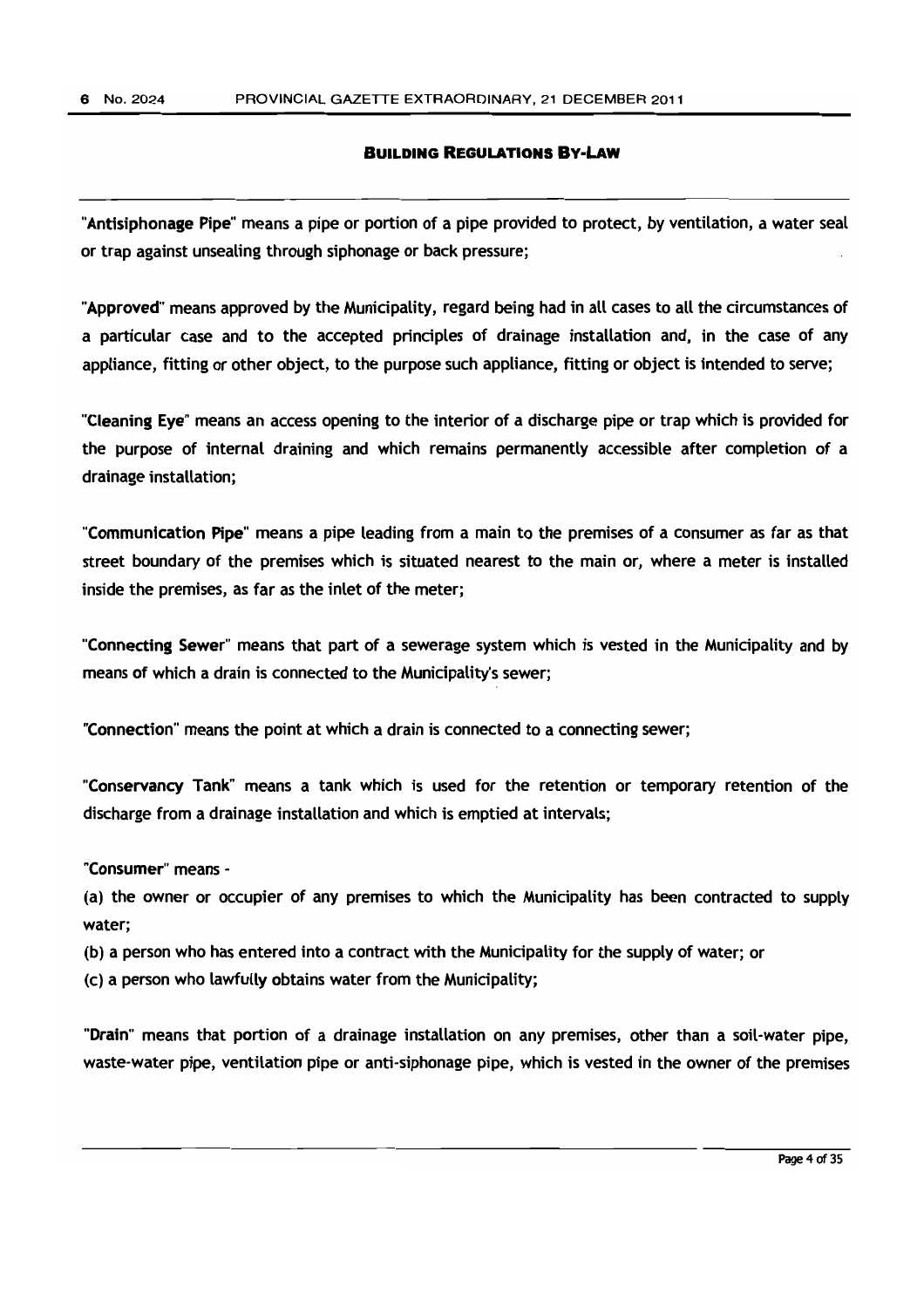## Building Regulations By-Law

"**Antisiphonage Pipe**" means a pipe or portion of a pipe provided to protect, by ventilation, a water seal or trap against unsealing through siphonage or back pressure;

"**Approved**" means approved by the Municipality, regard being had in all cases to all the circumstances of a particular case and to the accepted principles of drainage installation and, in the case of any appliance, fitting or other object, to the purpose such appliance, fitting or object is intended to serve;

"**Cleaning Eye**" means an access opening to the interior of a discharge pipe or trap which is provided for the purpose of internal draining and which remains permanently accessible after completion of a drainage installation;

"**Communication Pipe**" means a pipe leading from a main to the premises of a consumer as far as that street boundary of the premises which is situated nearest to the main or, where a meter is installed inside the premises, as far as the inlet of the meter;

"**Connecting Sewer**" means that part of a sewerage system which is vested in the Municipality and by means of which a drain is connected to the Municipality's sewer;

"**Connection**" means the point at which a drain is connected to a connecting sewer;

"**Conservancy Tank**" means a tank which is used for the retention or temporary retention of the discharge from a drainage installation and which is emptied at intervals;

"**Consumer**" means -

(a) the owner or occupier of any premises to which the Municipality has been contracted to supply water;

(b) a person who has entered into a contract with the Municipality for the supply of water; or

(c) a person who lawfully obtains water from the Municipality;

"**Drain**" means that portion of a drainage installation on any premises, other than a soil-water pipe, waste-water pipe, ventilation pipe or anti-siphonage pipe, which is vested in the owner of the premises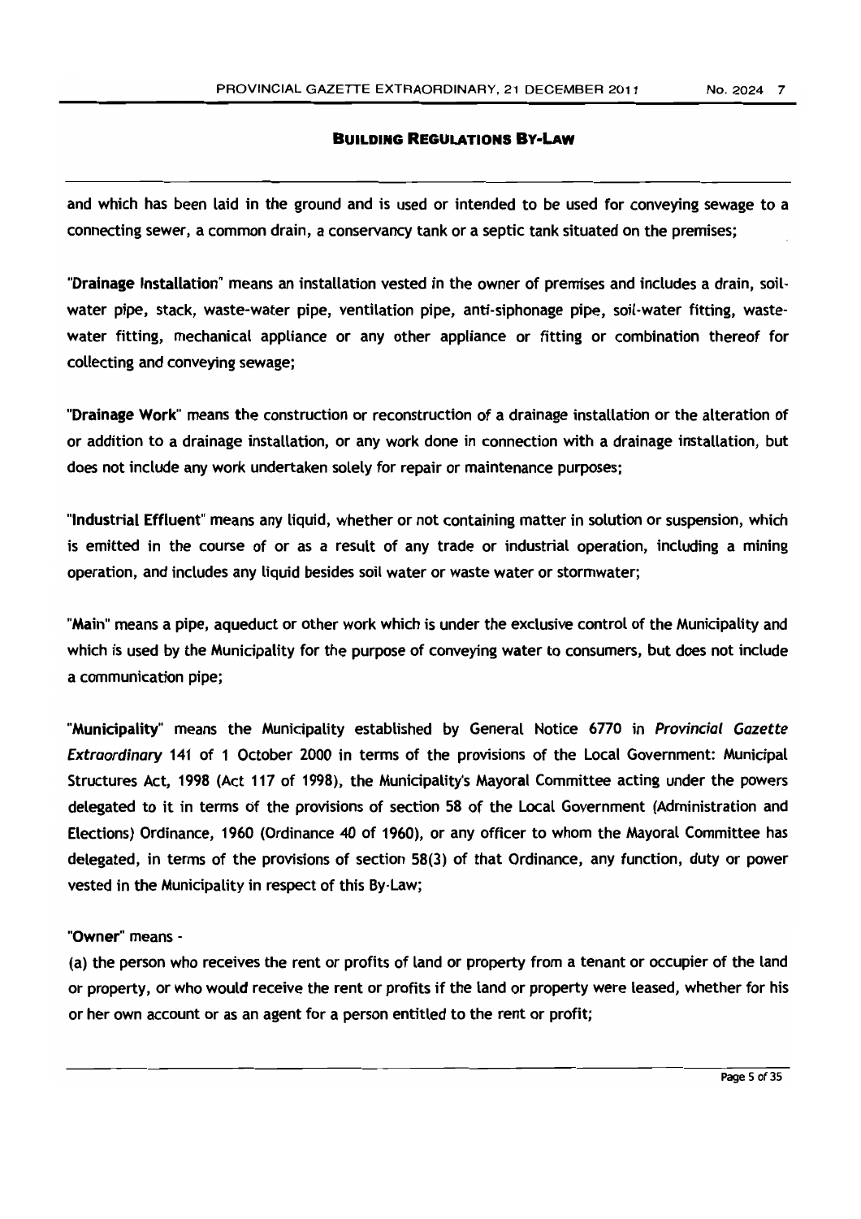and which has been laid in the ground and is used or intended to be used for conveying sewage to a connecting sewer, a common drain, a conservancy tank or a septic tank situated on the premises;

"**Drainage Installation**" means an installation vested in the owner of premises and includes a drain, soil-water pipe, stack, waste-water pipe, ventilation pipe, anti-siphonage pipe, soil-water fitting, waste-water fitting, mechanical appliance or any other appliance or fitting or combination thereof for collecting and conveying sewage;

"**Drainage Work**" means the construction or reconstruction of a drainage installation or the alteration of or addition to a drainage installation, or any work done in connection with a drainage installation, but does not include any work undertaken solely for repair or maintenance purposes;

"**Industrial Effluent**" means any liquid, whether or not containing matter in solution or suspension, which is emitted in the course of or as a result of any trade or industrial operation, including a mining operation, and includes any liquid besides soil water or waste water or stormwater;

"**Main**" means a pipe, aqueduct or other work which is under the exclusive control of the Municipality and which is used by the Municipality for the purpose of conveying water to consumers, but does not include a communication pipe;

"**Municipality**" means the Municipality established by General Notice 6770 in *Provincial Gazette Extraordinary* 141 of 1 October 2000 in terms of the provisions of the Local Government: Municipal Structures Act, 1998 (Act 117 of 1998), the Municipality's Mayoral Committee acting under the powers delegated to it in terms of the provisions of section 58 of the Local Government (Administration and Elections) Ordinance, 1960 (Ordinance 40 of 1960), or any officer to whom the Mayoral Committee has delegated, in terms of the provisions of section 58(3) of that Ordinance, any function, duty or power vested in the Municipality in respect of this By-Law;

"**Owner**" means -

(a) the person who receives the rent or profits of land or property from a tenant or occupier of the land or property, or who would receive the rent or profits if the land or property were leased, whether for his or her own account or as an agent for a person entitled to the rent or profit;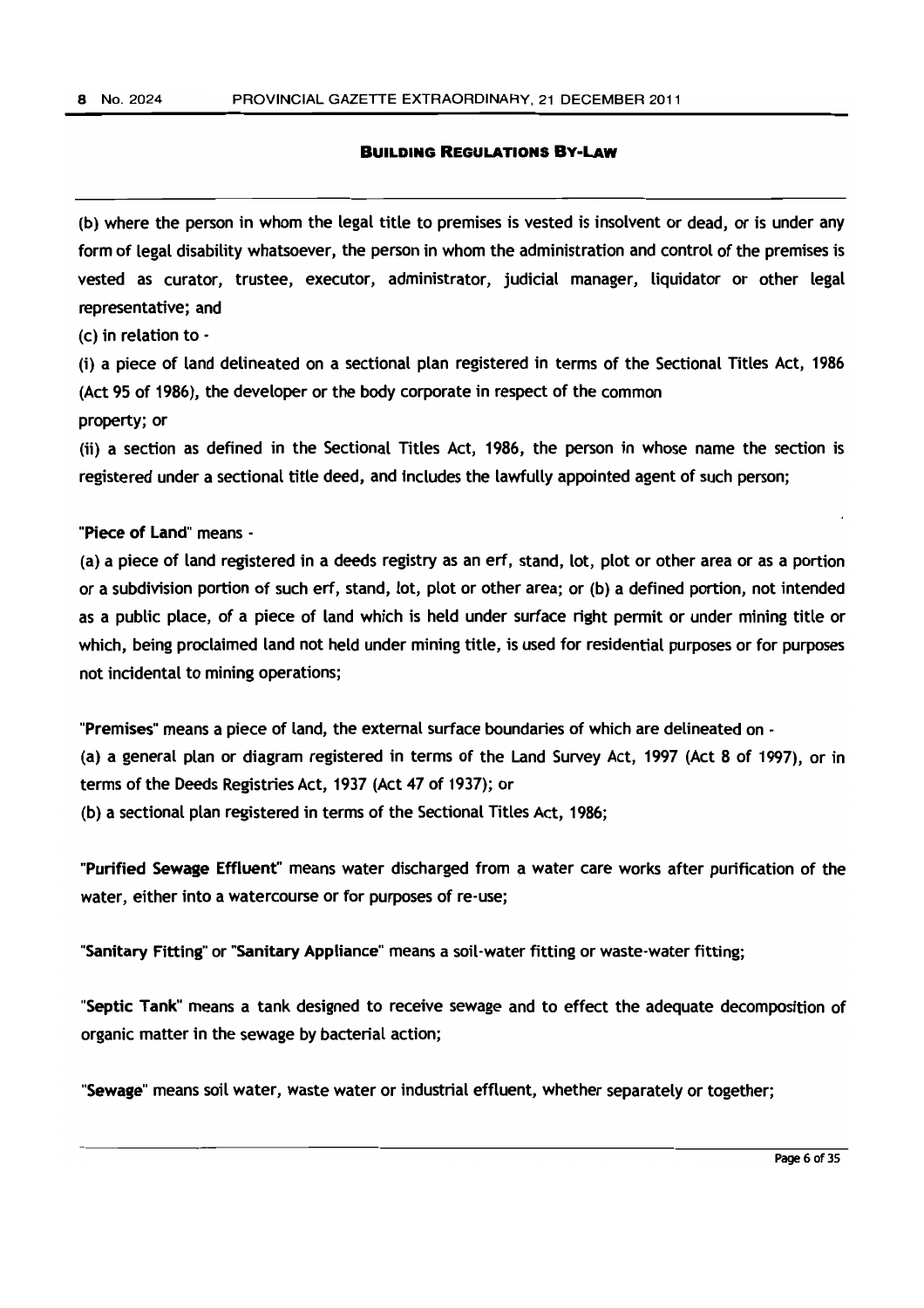(b) where the person in whom the legal title to premises is vested is insolvent or dead, or is under any form of legal disability whatsoever, the person in whom the administration and control of the premises is vested as curator, trustee, executor, administrator, judicial manager, liquidator or other legal representative; and

(c) in relation to -

(i) a piece of land delineated on a sectional plan registered in terms of the Sectional Titles Act, 1986 (Act 95 of 1986), the developer or the body corporate in respect of the common property; or

(ii) a section as defined in the Sectional Titles Act, 1986, the person in whose name the section is registered under a sectional title deed, and includes the lawfully appointed agent of such person;

"**Piece of Land**" means -

(a) a piece of land registered in a deeds registry as an erf, stand, lot, plot or other area or as a portion or a subdivision portion of such erf, stand, lot, plot or other area; or (b) a defined portion, not intended as a public place, of a piece of land which is held under surface right permit or under mining title or which, being proclaimed land not held under mining title, is used for residential purposes or for purposes not incidental to mining operations;

"**Premises**" means a piece of land, the external surface boundaries of which are delineated on -

(a) a general plan or diagram registered in terms of the Land Survey Act, 1997 (Act 8 of 1997), or in terms of the Deeds Registries Act, 1937 (Act 47 of 1937); or

(b) a sectional plan registered in terms of the Sectional Titles Act, 1986;

"**Purified Sewage Effluent**" means water discharged from a water care works after purification of the water, either into a watercourse or for purposes of re-use;

"**Sanitary Fitting**" or "**Sanitary Appliance**" means a soil-water fitting or waste-water fitting;

"**Septic Tank**" means a tank designed to receive sewage and to effect the adequate decomposition of organic matter in the sewage by bacterial action;

"**Sewage**" means soil water, waste water or industrial effluent, whether separately or together;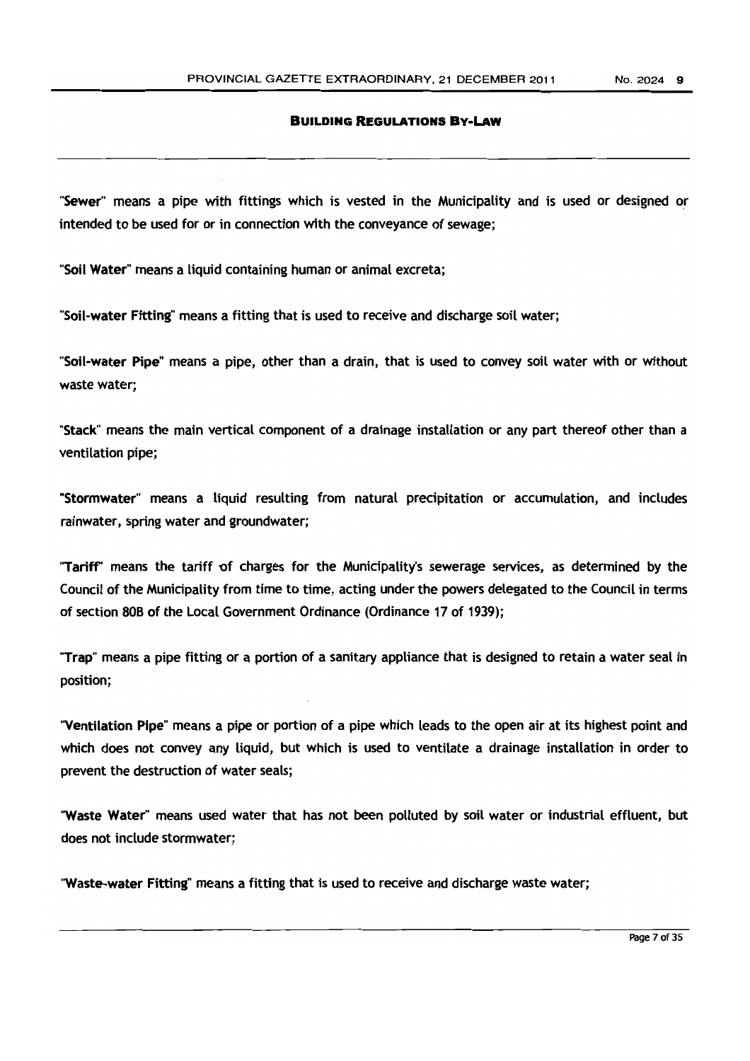"**Sewer**" means a pipe with fittings which is vested in the Municipality and is used or designed or intended to be used for or in connection with the conveyance of sewage;

"**Soil Water**" means a liquid containing human or animal excreta;

"**Soil-water Fitting**" means a fitting that is used to receive and discharge soil water;

"**Soil-water Pipe**" means a pipe, other than a drain, that is used to convey soil water with or without waste water;

"**Stack**" means the main vertical component of a drainage installation or any part thereof other than a ventilation pipe;

"**Stormwater**" means a liquid resulting from natural precipitation or accumulation, and includes rainwater, spring water and groundwater;

"**Tariff**" means the tariff of charges for the Municipality's sewerage services, as determined by the Council of the Municipality from time to time, acting under the powers delegated to the Council in terms of section 80B of the Local Government Ordinance (Ordinance 17 of 1939);

"**Trap**" means a pipe fitting or a portion of a sanitary appliance that is designed to retain a water seal in position;

"**Ventilation Pipe**" means a pipe or portion of a pipe which leads to the open air at its highest point and which does not convey any liquid, but which is used to ventilate a drainage installation in order to prevent the destruction of water seals;

"**Waste Water**" means used water that has not been polluted by soil water or industrial effluent, but does not include stormwater;

"**Waste-water Fitting**" means a fitting that is used to receive and discharge waste water;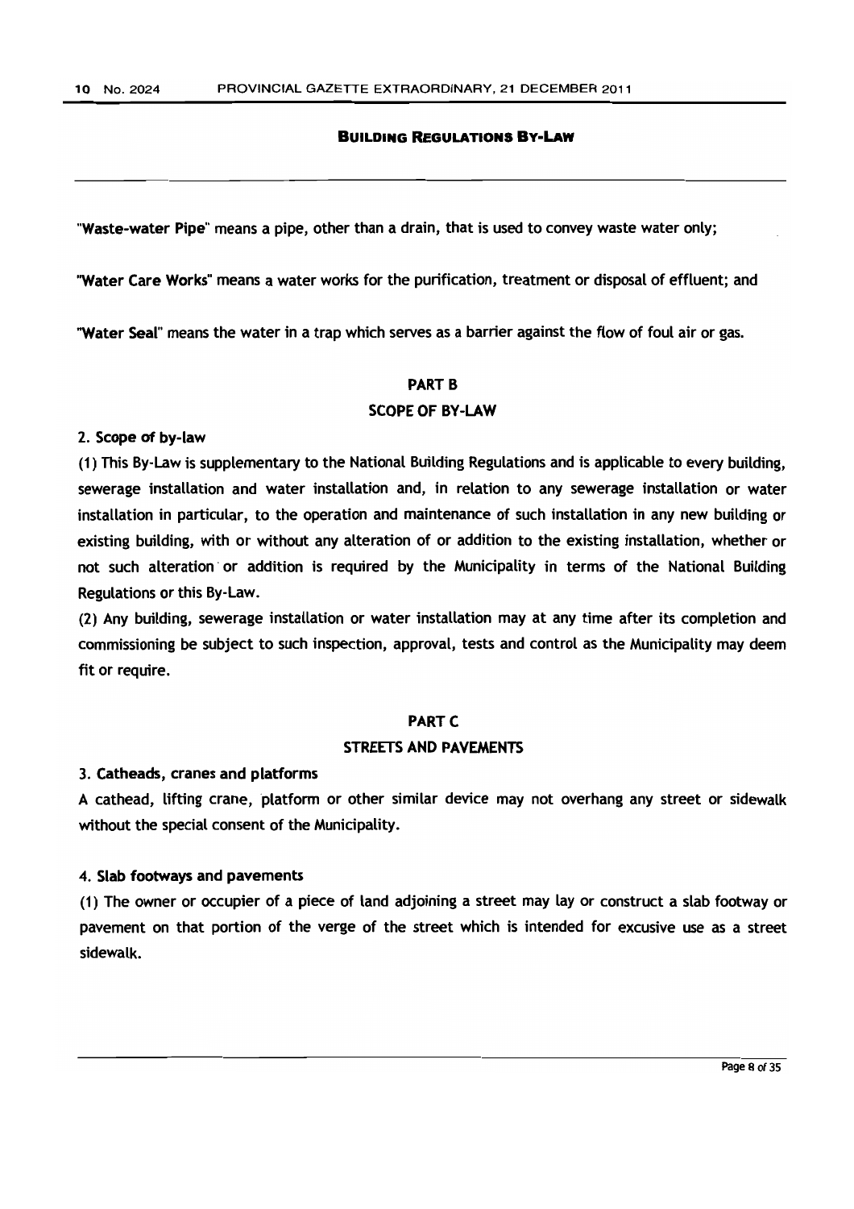"**Waste-water Pipe**" means a pipe, other than a drain, that is used to convey waste water only;

"**Water Care Works**" means a water works for the purification, treatment or disposal of effluent; and

"**Water Seal**" means the water in a trap which serves as a barrier against the flow of foul air or gas.

## PART B

## SCOPE OF BY-LAW

**2. Scope of by-law**

(1) This By-Law is supplementary to the National Building Regulations and is applicable to every building, sewerage installation and water installation and, in relation to any sewerage installation or water installation in particular, to the operation and maintenance of such installation in any new building or existing building, with or without any alteration of or addition to the existing installation, whether or not such alteration or addition is required by the Municipality in terms of the National Building Regulations or this By-Law.

(2) Any building, sewerage installation or water installation may at any time after its completion and commissioning be subject to such inspection, approval, tests and control as the Municipality may deem fit or require.

## PART C

## STREETS AND PAVEMENTS

**3. Catheads, cranes and platforms**

A cathead, lifting crane, platform or other similar device may not overhang any street or sidewalk without the special consent of the Municipality.

**4. Slab footways and pavements**

(1) The owner or occupier of a piece of land adjoining a street may lay or construct a slab footway or pavement on that portion of the verge of the street which is intended for excusive use as a street sidewalk.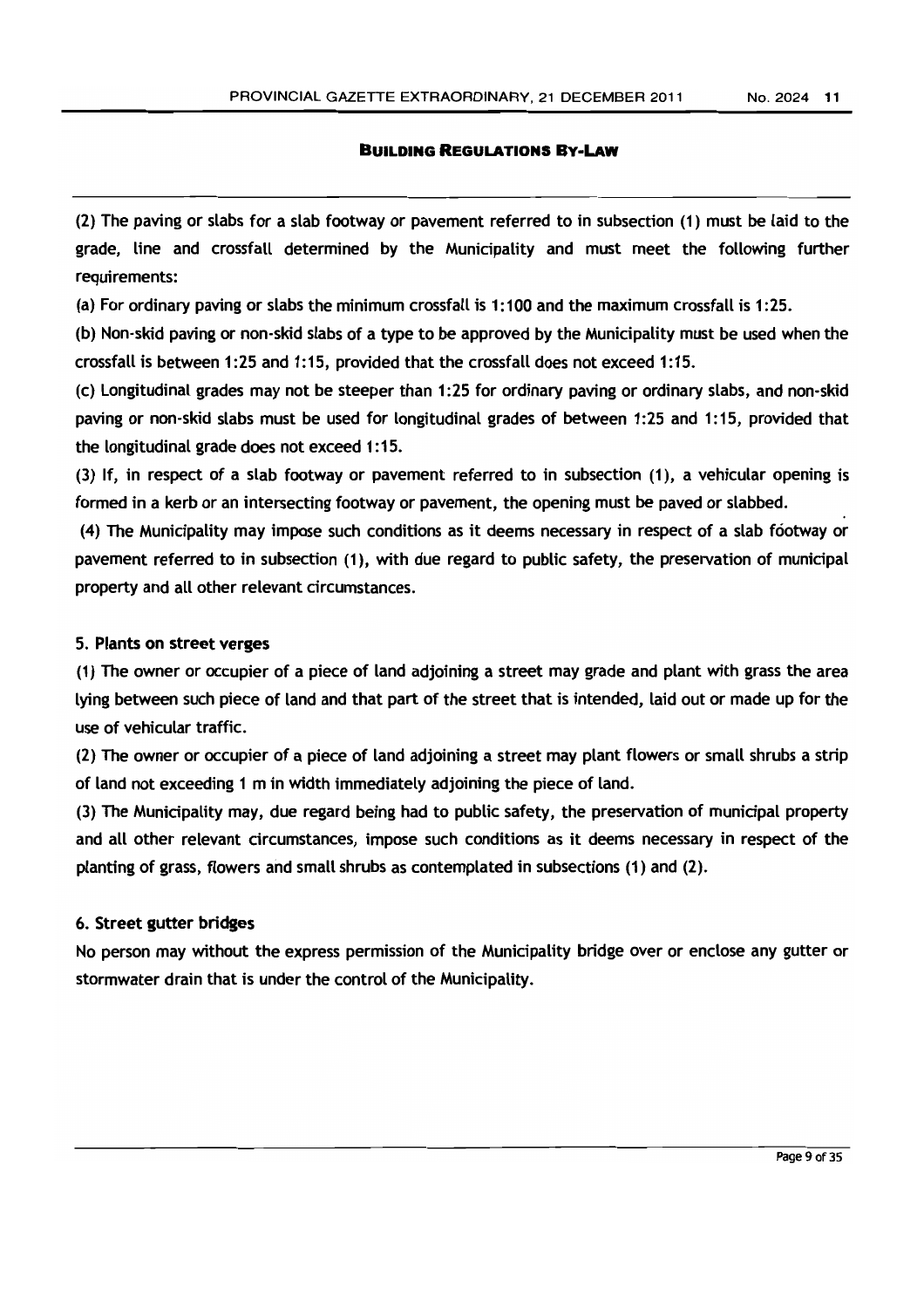(2) The paving or slabs for a slab footway or pavement referred to in subsection (1) must be laid to the grade, line and crossfall determined by the Municipality and must meet the following further requirements:

(a) For ordinary paving or slabs the minimum crossfall is 1:100 and the maximum crossfall is 1:25.

(b) Non-skid paving or non-skid slabs of a type to be approved by the Municipality must be used when the crossfall is between 1:25 and 1:15, provided that the crossfall does not exceed 1:15.

(c) Longitudinal grades may not be steeper than 1:25 for ordinary paving or ordinary slabs, and non-skid paving or non-skid slabs must be used for longitudinal grades of between 1:25 and 1:15, provided that the longitudinal grade does not exceed 1:15.

(3) If, in respect of a slab footway or pavement referred to in subsection (1), a vehicular opening is formed in a kerb or an intersecting footway or pavement, the opening must be paved or slabbed.

(4) The Municipality may impose such conditions as it deems necessary in respect of a slab footway or pavement referred to in subsection (1), with due regard to public safety, the preservation of municipal property and all other relevant circumstances.

### 5. Plants on street verges

(1) The owner or occupier of a piece of land adjoining a street may grade and plant with grass the area lying between such piece of land and that part of the street that is intended, laid out or made up for the use of vehicular traffic.

(2) The owner or occupier of a piece of land adjoining a street may plant flowers or small shrubs a strip of land not exceeding 1 m in width immediately adjoining the piece of land.

(3) The Municipality may, due regard being had to public safety, the preservation of municipal property and all other relevant circumstances, impose such conditions as it deems necessary in respect of the planting of grass, flowers and small shrubs as contemplated in subsections (1) and (2).

### 6. Street gutter bridges

No person may without the express permission of the Municipality bridge over or enclose any gutter or stormwater drain that is under the control of the Municipality.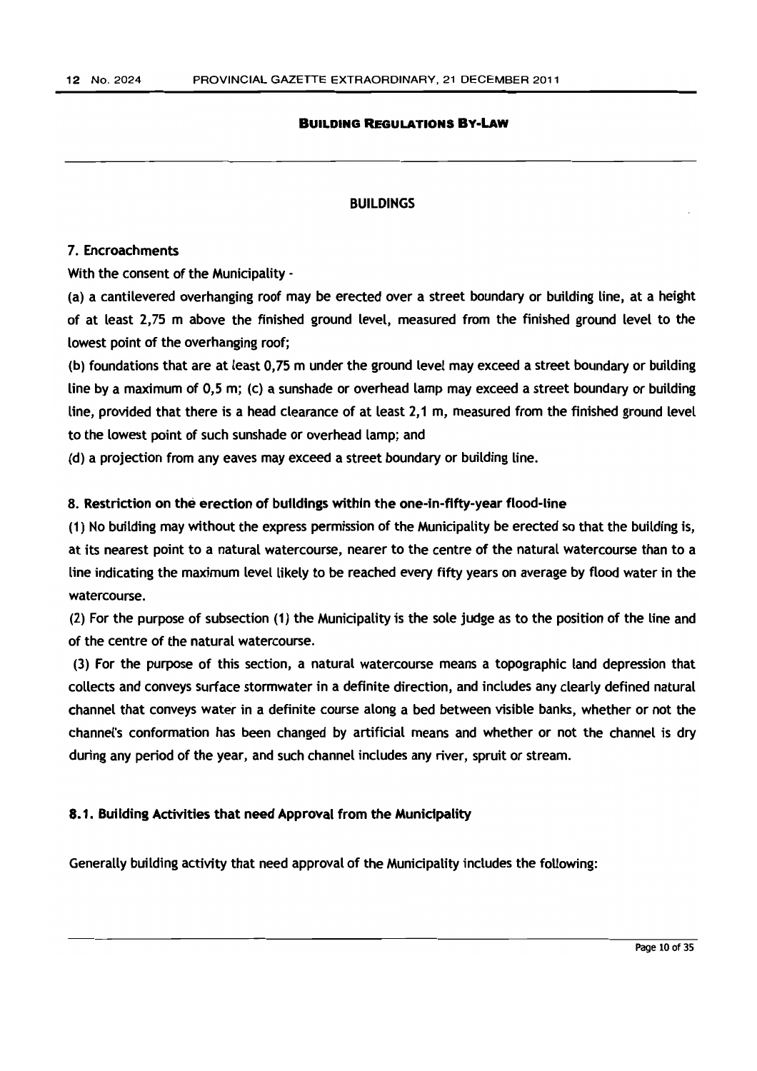**BUILDING REGULATIONS BY-LAW**

## BUILDINGS

### 7. Encroachments

With the consent of the Municipality -

(a) a cantilevered overhanging roof may be erected over a street boundary or building line, at a height of at least 2,75 m above the finished ground level, measured from the finished ground level to the lowest point of the overhanging roof;

(b) foundations that are at least 0,75 m under the ground level may exceed a street boundary or building line by a maximum of 0,5 m; (c) a sunshade or overhead lamp may exceed a street boundary or building line, provided that there is a head clearance of at least 2,1 m, measured from the finished ground level to the lowest point of such sunshade or overhead lamp; and

(d) a projection from any eaves may exceed a street boundary or building line.

### 8. Restriction on the erection of buildings within the one-in-fifty-year flood-line

(1) No building may without the express permission of the Municipality be erected so that the building is, at its nearest point to a natural watercourse, nearer to the centre of the natural watercourse than to a line indicating the maximum level likely to be reached every fifty years on average by flood water in the watercourse.

(2) For the purpose of subsection (1) the Municipality is the sole judge as to the position of the line and of the centre of the natural watercourse.

(3) For the purpose of this section, a natural watercourse means a topographic land depression that collects and conveys surface stormwater in a definite direction, and includes any clearly defined natural channel that conveys water in a definite course along a bed between visible banks, whether or not the channel's conformation has been changed by artificial means and whether or not the channel is dry during any period of the year, and such channel includes any river, spruit or stream.

### 8.1. Building Activities that need Approval from the Municipality

Generally building activity that need approval of the Municipality includes the following: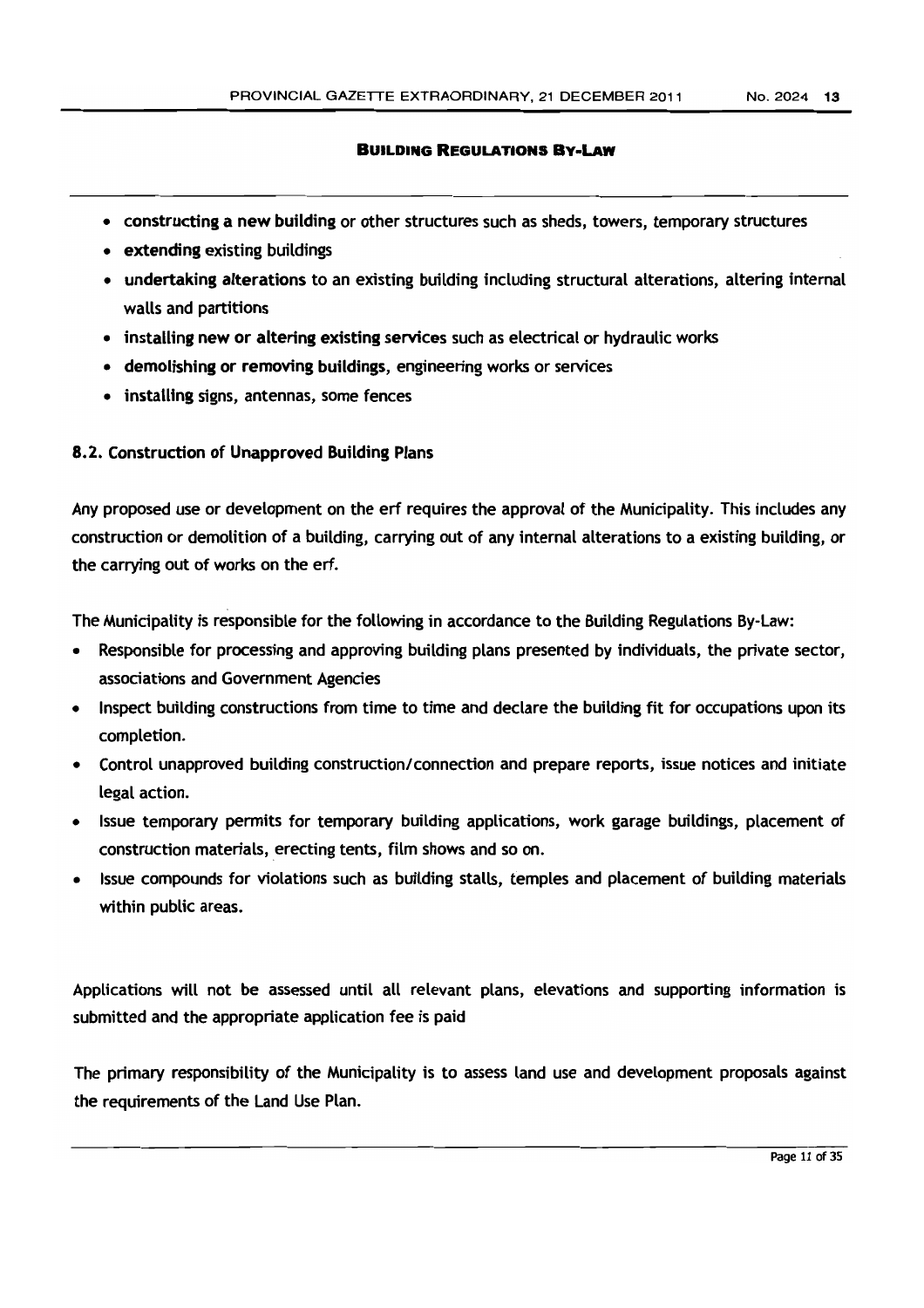- **constructing a new building** or other structures such as sheds, towers, temporary structures
- **extending** existing buildings
- **undertaking alterations** to an existing building including structural alterations, altering internal walls and partitions
- **installing new or altering existing services** such as electrical or hydraulic works
- **demolishing or removing buildings**, engineering works or services
- **installing** signs, antennas, some fences

### 8.2. Construction of Unapproved Building Plans

Any proposed use or development on the erf requires the approval of the Municipality. This includes any construction or demolition of a building, carrying out of any internal alterations to a existing building, or the carrying out of works on the erf.

The Municipality is responsible for the following in accordance to the Building Regulations By-Law:

- Responsible for processing and approving building plans presented by individuals, the private sector, associations and Government Agencies
- Inspect building constructions from time to time and declare the building fit for occupations upon its completion.
- Control unapproved building construction/connection and prepare reports, issue notices and initiate legal action.
- Issue temporary permits for temporary building applications, work garage buildings, placement of construction materials, erecting tents, film shows and so on.
- Issue compounds for violations such as building stalls, temples and placement of building materials within public areas.

Applications will not be assessed until all relevant plans, elevations and supporting information is submitted and the appropriate application fee is paid

The primary responsibility of the Municipality is to assess land use and development proposals against the requirements of the Land Use Plan.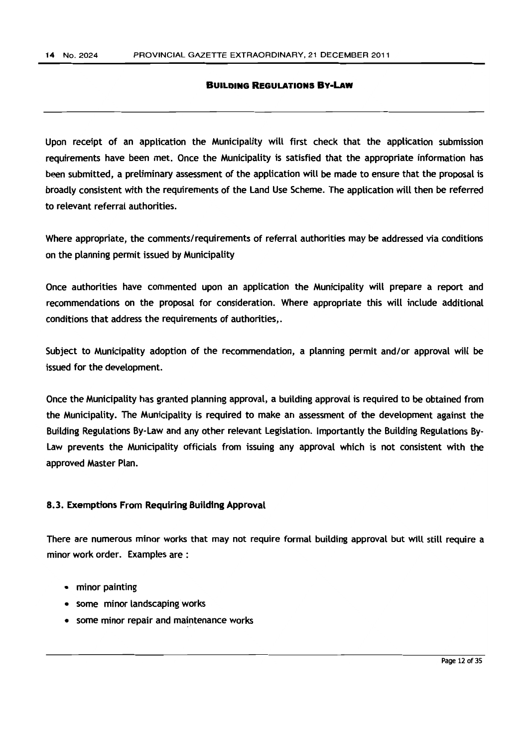Upon receipt of an application the Municipality will first check that the application submission requirements have been met. Once the Municipality is satisfied that the appropriate information has been submitted, a preliminary assessment of the application will be made to ensure that the proposal is broadly consistent with the requirements of the Land Use Scheme. The application will then be referred to relevant referral authorities.

Where appropriate, the comments/requirements of referral authorities may be addressed via conditions on the planning permit issued by Municipality

Once authorities have commented upon an application the Municipality will prepare a report and recommendations on the proposal for consideration. Where appropriate this will include additional conditions that address the requirements of authorities,.

Subject to Municipality adoption of the recommendation, a planning permit and/or approval will be issued for the development.

Once the Municipality has granted planning approval, a building approval is required to be obtained from the Municipality. The Municipality is required to make an assessment of the development against the Building Regulations By-Law and any other relevant Legislation. Importantly the Building Regulations By-Law prevents the Municipality officials from issuing any approval which is not consistent with the approved Master Plan.

### 8.3. Exemptions From Requiring Building Approval

There are numerous minor works that may not require formal building approval but will still require a minor work order. Examples are :

- minor painting
- some minor landscaping works
- some minor repair and maintenance works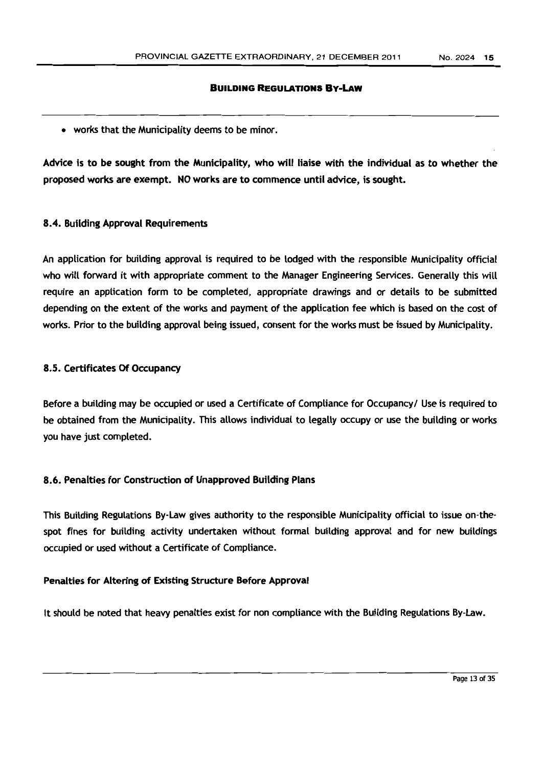- works that the Municipality deems to be minor.

**Advice is to be sought from the Municipality, who will liaise with the individual as to whether the proposed works are exempt. NO works are to commence until advice, is sought.**

### 8.4. Building Approval Requirements

An application for building approval is required to be lodged with the responsible Municipality official who will forward it with appropriate comment to the Manager Engineering Services. Generally this will require an application form to be completed, appropriate drawings and or details to be submitted depending on the extent of the works and payment of the application fee which is based on the cost of works. Prior to the building approval being issued, consent for the works must be issued by Municipality.

### 8.5. Certificates Of Occupancy

Before a building may be occupied or used a Certificate of Compliance for Occupancy/ Use is required to be obtained from the Municipality. This allows individual to legally occupy or use the building or works you have just completed.

### 8.6. Penalties for Construction of Unapproved Building Plans

This Building Regulations By-Law gives authority to the responsible Municipality official to issue on-the-spot fines for building activity undertaken without formal building approval and for new buildings occupied or used without a Certificate of Compliance.

**Penalties for Altering of Existing Structure Before Approval**

It should be noted that heavy penalties exist for non compliance with the Building Regulations By-Law.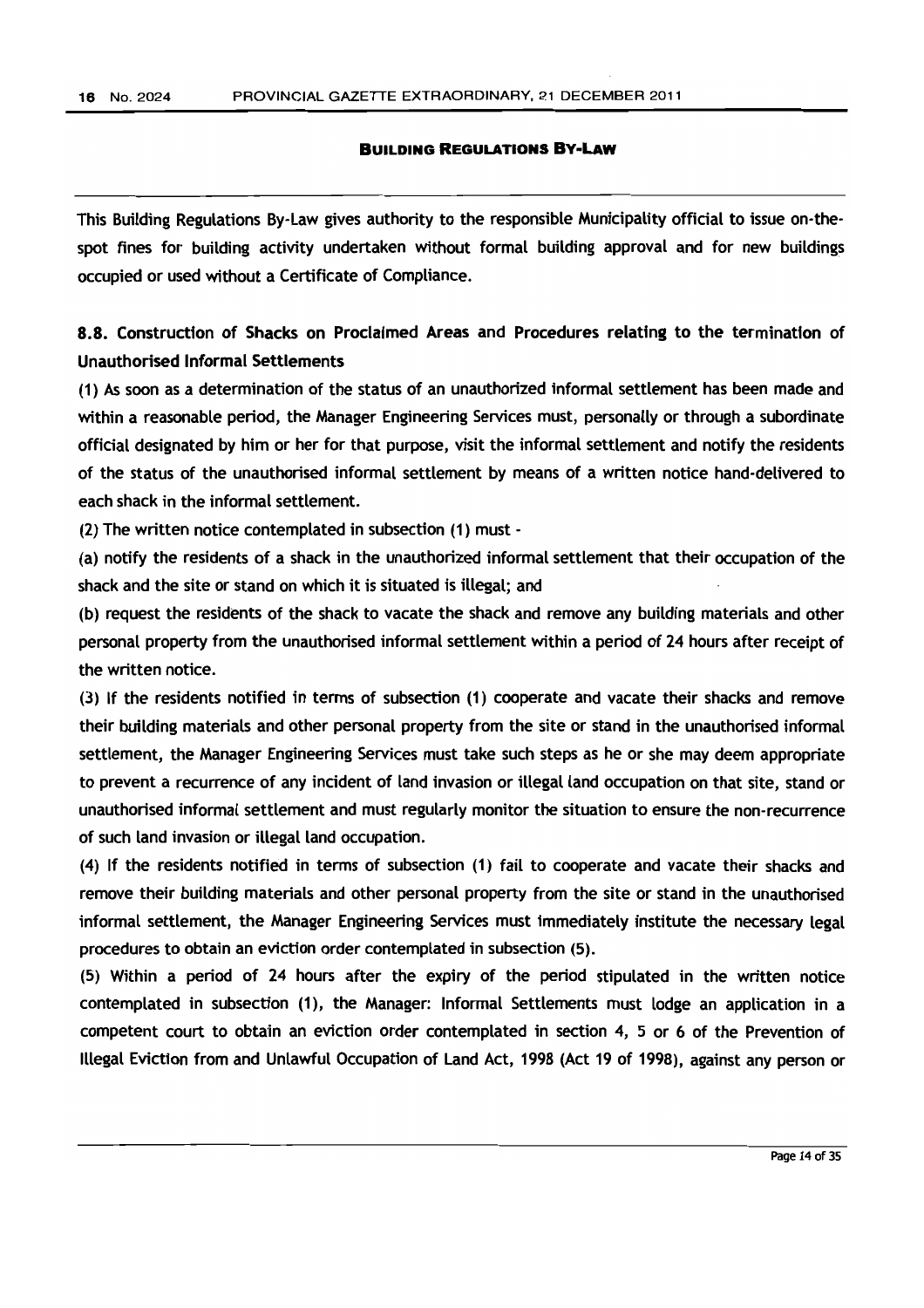## BUILDING REGULATIONS BY-LAW

This Building Regulations By-Law gives authority to the responsible Municipality official to issue on-the-spot fines for building activity undertaken without formal building approval and for new buildings occupied or used without a Certificate of Compliance.

### 8.8. Construction of Shacks on Proclaimed Areas and Procedures relating to the termination of Unauthorised Informal Settlements

(1) As soon as a determination of the status of an unauthorized informal settlement has been made and within a reasonable period, the Manager Engineering Services must, personally or through a subordinate official designated by him or her for that purpose, visit the informal settlement and notify the residents of the status of the unauthorised informal settlement by means of a written notice hand-delivered to each shack in the informal settlement.

(2) The written notice contemplated in subsection (1) must -

(a) notify the residents of a shack in the unauthorized informal settlement that their occupation of the shack and the site or stand on which it is situated is illegal; and

(b) request the residents of the shack to vacate the shack and remove any building materials and other personal property from the unauthorised informal settlement within a period of 24 hours after receipt of the written notice.

(3) If the residents notified in terms of subsection (1) cooperate and vacate their shacks and remove their building materials and other personal property from the site or stand in the unauthorised informal settlement, the Manager Engineering Services must take such steps as he or she may deem appropriate to prevent a recurrence of any incident of land invasion or illegal land occupation on that site, stand or unauthorised informal settlement and must regularly monitor the situation to ensure the non-recurrence of such land invasion or illegal land occupation.

(4) If the residents notified in terms of subsection (1) fail to cooperate and vacate their shacks and remove their building materials and other personal property from the site or stand in the unauthorised informal settlement, the Manager Engineering Services must immediately institute the necessary legal procedures to obtain an eviction order contemplated in subsection (5).

(5) Within a period of 24 hours after the expiry of the period stipulated in the written notice contemplated in subsection (1), the Manager: Informal Settlements must lodge an application in a competent court to obtain an eviction order contemplated in section 4, 5 or 6 of the Prevention of Illegal Eviction from and Unlawful Occupation of Land Act, 1998 (Act 19 of 1998), against any person or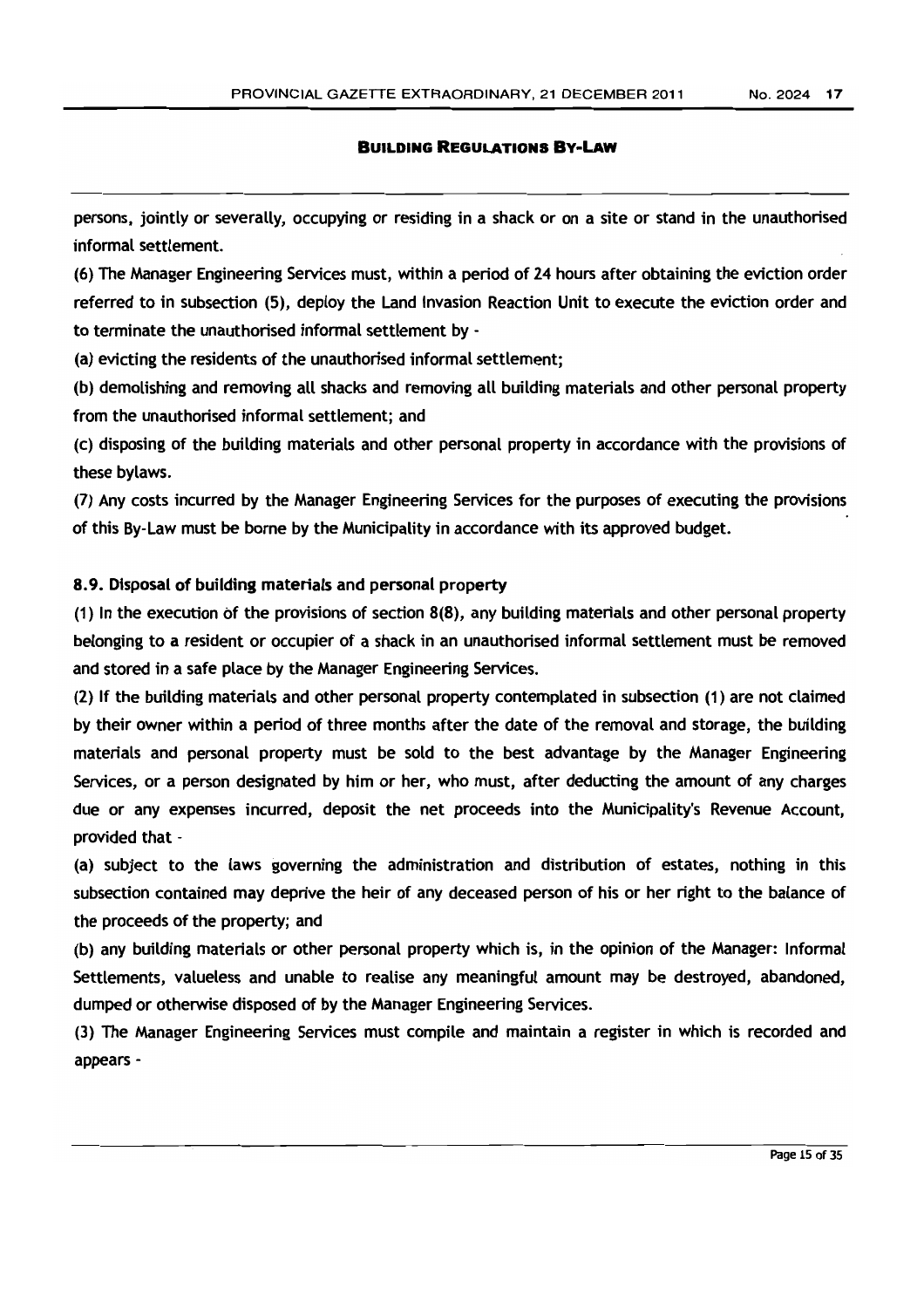persons, jointly or severally, occupying or residing in a shack or on a site or stand in the unauthorised informal settlement.

(6) The Manager Engineering Services must, within a period of 24 hours after obtaining the eviction order referred to in subsection (5), deploy the Land Invasion Reaction Unit to execute the eviction order and to terminate the unauthorised informal settlement by -

(a) evicting the residents of the unauthorised informal settlement;

(b) demolishing and removing all shacks and removing all building materials and other personal property from the unauthorised informal settlement; and

(c) disposing of the building materials and other personal property in accordance with the provisions of these bylaws.

(7) Any costs incurred by the Manager Engineering Services for the purposes of executing the provisions of this By-Law must be borne by the Municipality in accordance with its approved budget.

**8.9. Disposal of building materials and personal property**

(1) In the execution of the provisions of section 8(8), any building materials and other personal property belonging to a resident or occupier of a shack in an unauthorised informal settlement must be removed and stored in a safe place by the Manager Engineering Services.

(2) If the building materials and other personal property contemplated in subsection (1) are not claimed by their owner within a period of three months after the date of the removal and storage, the building materials and personal property must be sold to the best advantage by the Manager Engineering Services, or a person designated by him or her, who must, after deducting the amount of any charges due or any expenses incurred, deposit the net proceeds into the Municipality's Revenue Account, provided that -

(a) subject to the laws governing the administration and distribution of estates, nothing in this subsection contained may deprive the heir of any deceased person of his or her right to the balance of the proceeds of the property; and

(b) any building materials or other personal property which is, in the opinion of the Manager: Informal Settlements, valueless and unable to realise any meaningful amount may be destroyed, abandoned, dumped or otherwise disposed of by the Manager Engineering Services.

(3) The Manager Engineering Services must compile and maintain a register in which is recorded and appears -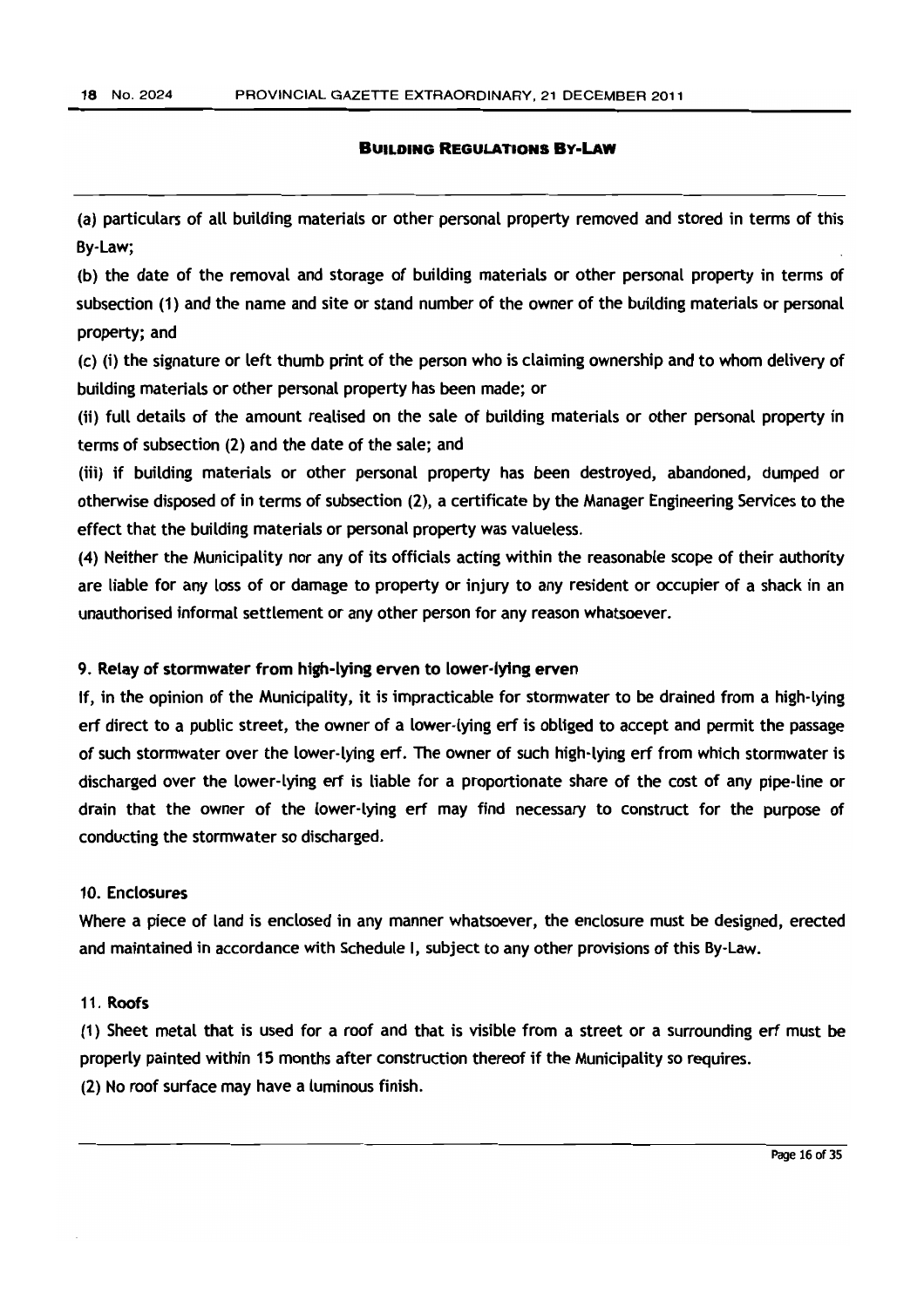(a) particulars of all building materials or other personal property removed and stored in terms of this By-Law;

(b) the date of the removal and storage of building materials or other personal property in terms of subsection (1) and the name and site or stand number of the owner of the building materials or personal property; and

(c) (i) the signature or left thumb print of the person who is claiming ownership and to whom delivery of building materials or other personal property has been made; or

(ii) full details of the amount realised on the sale of building materials or other personal property in terms of subsection (2) and the date of the sale; and

(iii) if building materials or other personal property has been destroyed, abandoned, dumped or otherwise disposed of in terms of subsection (2), a certificate by the Manager Engineering Services to the effect that the building materials or personal property was valueless.

(4) Neither the Municipality nor any of its officials acting within the reasonable scope of their authority are liable for any loss of or damage to property or injury to any resident or occupier of a shack in an unauthorised informal settlement or any other person for any reason whatsoever.

### 9. Relay of stormwater from high-lying erven to lower-lying erven

If, in the opinion of the Municipality, it is impracticable for stormwater to be drained from a high-lying erf direct to a public street, the owner of a lower-lying erf is obliged to accept and permit the passage of such stormwater over the lower-lying erf. The owner of such high-lying erf from which stormwater is discharged over the lower-lying erf is liable for a proportionate share of the cost of any pipe-line or drain that the owner of the lower-lying erf may find necessary to construct for the purpose of conducting the stormwater so discharged.

### 10. Enclosures

Where a piece of land is enclosed in any manner whatsoever, the enclosure must be designed, erected and maintained in accordance with Schedule I, subject to any other provisions of this By-Law.

### 11. Roofs

(1) Sheet metal that is used for a roof and that is visible from a street or a surrounding erf must be properly painted within 15 months after construction thereof if the Municipality so requires.

(2) No roof surface may have a luminous finish.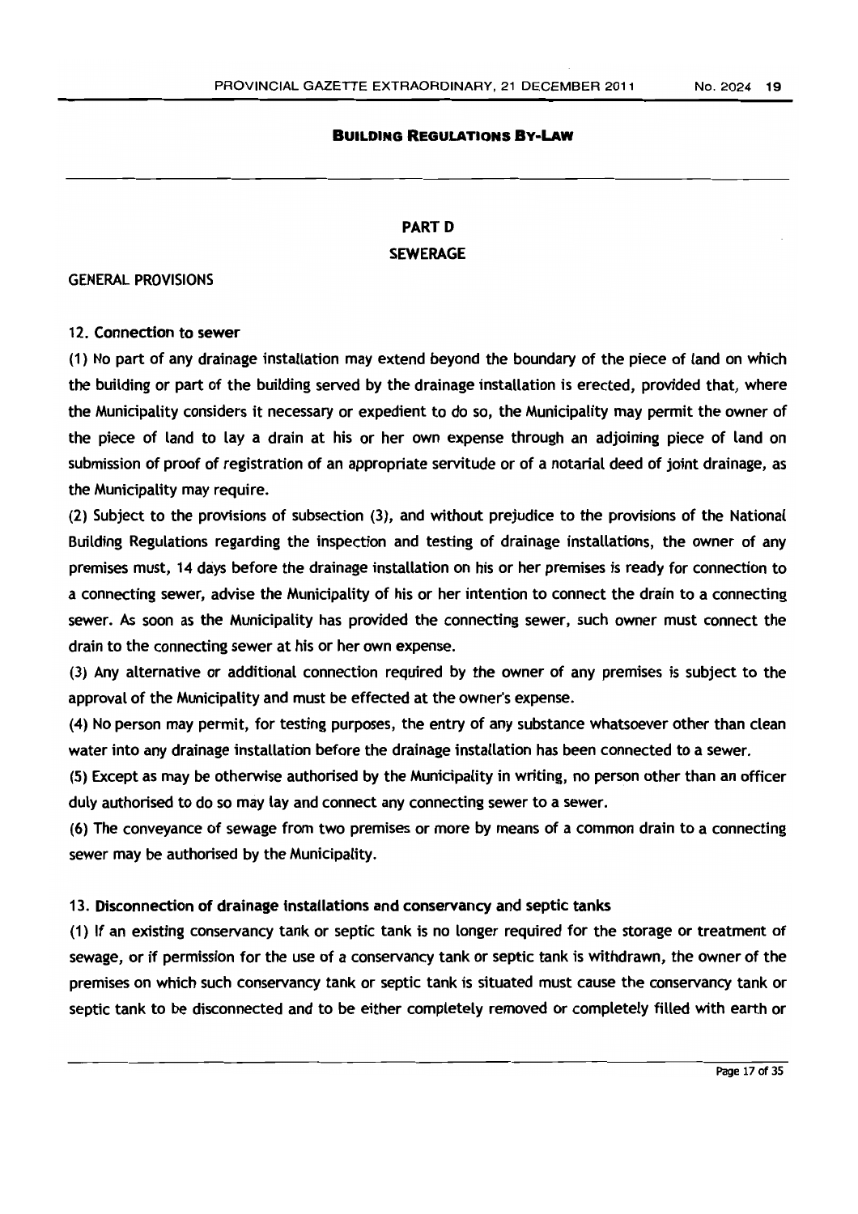## PART D

## SEWERAGE

GENERAL PROVISIONS

### 12. Connection to sewer

(1) No part of any drainage installation may extend beyond the boundary of the piece of land on which the building or part of the building served by the drainage installation is erected, provided that, where the Municipality considers it necessary or expedient to do so, the Municipality may permit the owner of the piece of land to lay a drain at his or her own expense through an adjoining piece of land on submission of proof of registration of an appropriate servitude or of a notarial deed of joint drainage, as the Municipality may require.

(2) Subject to the provisions of subsection (3), and without prejudice to the provisions of the National Building Regulations regarding the inspection and testing of drainage installations, the owner of any premises must, 14 days before the drainage installation on his or her premises is ready for connection to a connecting sewer, advise the Municipality of his or her intention to connect the drain to a connecting sewer. As soon as the Municipality has provided the connecting sewer, such owner must connect the drain to the connecting sewer at his or her own expense.

(3) Any alternative or additional connection required by the owner of any premises is subject to the approval of the Municipality and must be effected at the owner's expense.

(4) No person may permit, for testing purposes, the entry of any substance whatsoever other than clean water into any drainage installation before the drainage installation has been connected to a sewer.

(5) Except as may be otherwise authorised by the Municipality in writing, no person other than an officer duly authorised to do so may lay and connect any connecting sewer to a sewer.

(6) The conveyance of sewage from two premises or more by means of a common drain to a connecting sewer may be authorised by the Municipality.

### 13. Disconnection of drainage installations and conservancy and septic tanks

(1) If an existing conservancy tank or septic tank is no longer required for the storage or treatment of sewage, or if permission for the use of a conservancy tank or septic tank is withdrawn, the owner of the premises on which such conservancy tank or septic tank is situated must cause the conservancy tank or septic tank to be disconnected and to be either completely removed or completely filled with earth or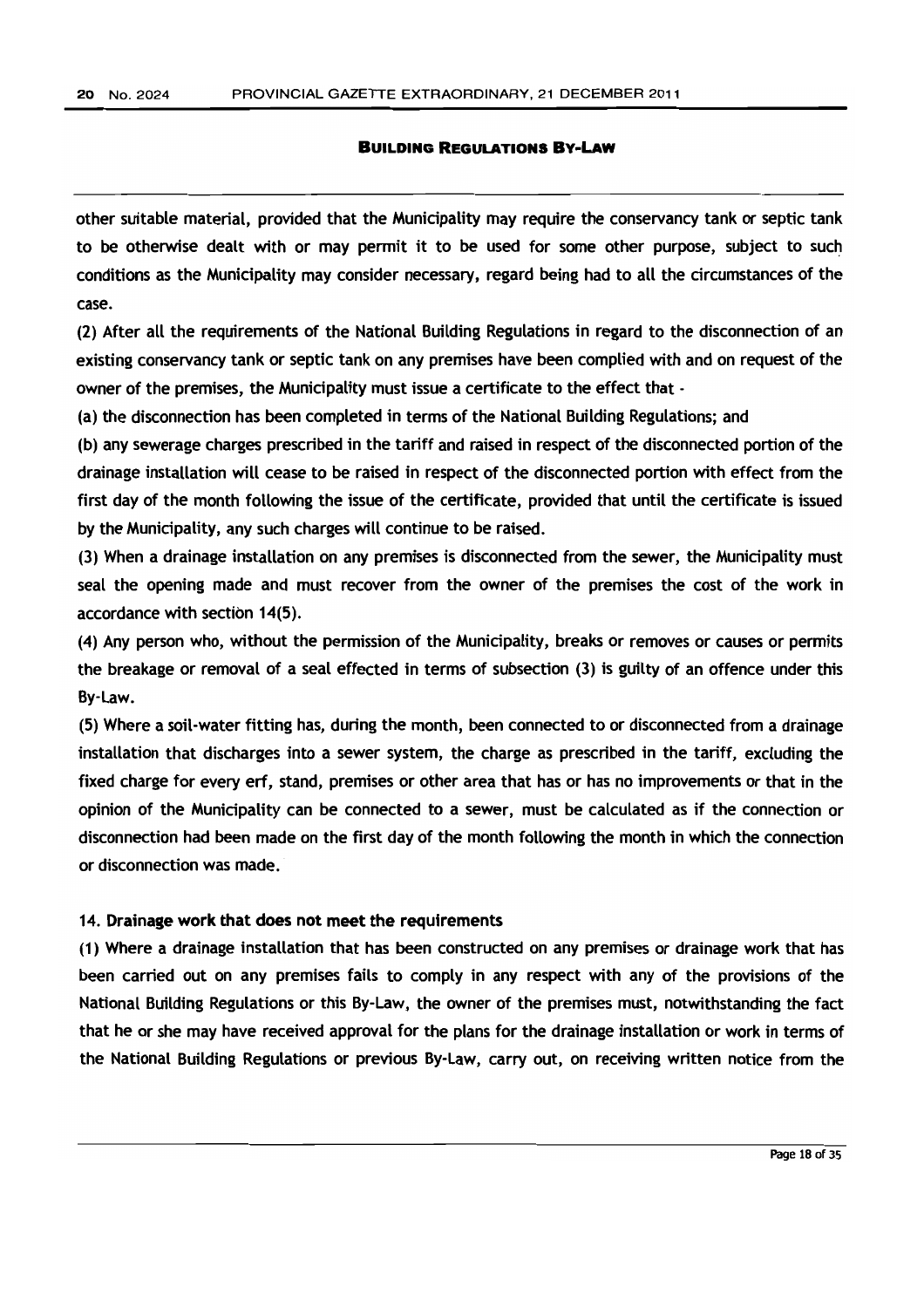other suitable material, provided that the Municipality may require the conservancy tank or septic tank to be otherwise dealt with or may permit it to be used for some other purpose, subject to such conditions as the Municipality may consider necessary, regard being had to all the circumstances of the case.

(2) After all the requirements of the National Building Regulations in regard to the disconnection of an existing conservancy tank or septic tank on any premises have been complied with and on request of the owner of the premises, the Municipality must issue a certificate to the effect that -

(a) the disconnection has been completed in terms of the National Building Regulations; and

(b) any sewerage charges prescribed in the tariff and raised in respect of the disconnected portion of the drainage installation will cease to be raised in respect of the disconnected portion with effect from the first day of the month following the issue of the certificate, provided that until the certificate is issued by the Municipality, any such charges will continue to be raised.

(3) When a drainage installation on any premises is disconnected from the sewer, the Municipality must seal the opening made and must recover from the owner of the premises the cost of the work in accordance with section 14(5).

(4) Any person who, without the permission of the Municipality, breaks or removes or causes or permits the breakage or removal of a seal effected in terms of subsection (3) is guilty of an offence under this By-Law.

(5) Where a soil-water fitting has, during the month, been connected to or disconnected from a drainage installation that discharges into a sewer system, the charge as prescribed in the tariff, excluding the fixed charge for every erf, stand, premises or other area that has or has no improvements or that in the opinion of the Municipality can be connected to a sewer, must be calculated as if the connection or disconnection had been made on the first day of the month following the month in which the connection or disconnection was made.

#### 14. Drainage work that does not meet the requirements

(1) Where a drainage installation that has been constructed on any premises or drainage work that has been carried out on any premises fails to comply in any respect with any of the provisions of the National Building Regulations or this By-Law, the owner of the premises must, notwithstanding the fact that he or she may have received approval for the plans for the drainage installation or work in terms of the National Building Regulations or previous By-Law, carry out, on receiving written notice from the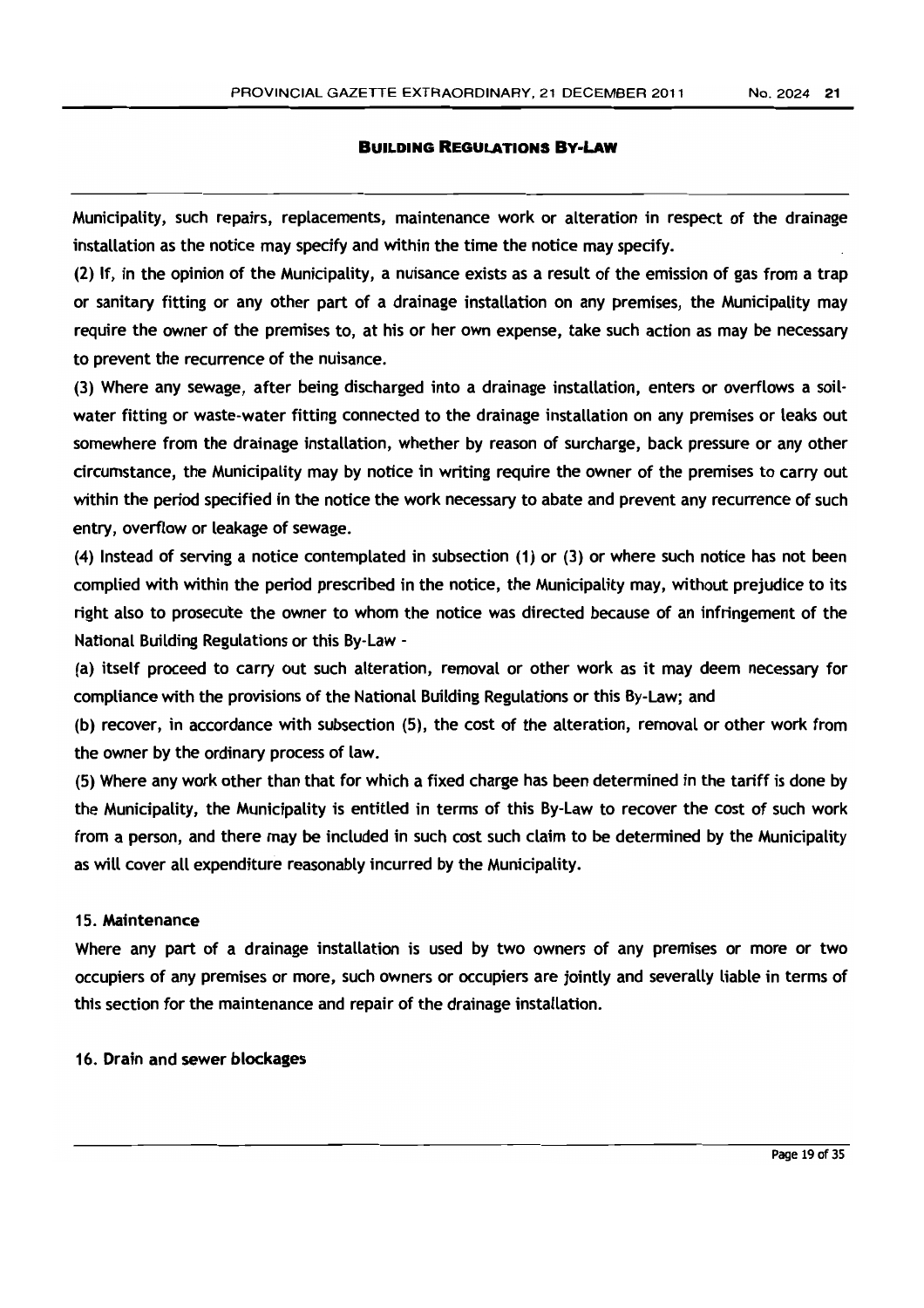Municipality, such repairs, replacements, maintenance work or alteration in respect of the drainage installation as the notice may specify and within the time the notice may specify.

(2) If, in the opinion of the Municipality, a nuisance exists as a result of the emission of gas from a trap or sanitary fitting or any other part of a drainage installation on any premises, the Municipality may require the owner of the premises to, at his or her own expense, take such action as may be necessary to prevent the recurrence of the nuisance.

(3) Where any sewage, after being discharged into a drainage installation, enters or overflows a soil-water fitting or waste-water fitting connected to the drainage installation on any premises or leaks out somewhere from the drainage installation, whether by reason of surcharge, back pressure or any other circumstance, the Municipality may by notice in writing require the owner of the premises to carry out within the period specified in the notice the work necessary to abate and prevent any recurrence of such entry, overflow or leakage of sewage.

(4) Instead of serving a notice contemplated in subsection (1) or (3) or where such notice has not been complied with within the period prescribed in the notice, the Municipality may, without prejudice to its right also to prosecute the owner to whom the notice was directed because of an infringement of the National Building Regulations or this By-Law -

(a) itself proceed to carry out such alteration, removal or other work as it may deem necessary for compliance with the provisions of the National Building Regulations or this By-Law; and

(b) recover, in accordance with subsection (5), the cost of the alteration, removal or other work from the owner by the ordinary process of law.

(5) Where any work other than that for which a fixed charge has been determined in the tariff is done by the Municipality, the Municipality is entitled in terms of this By-Law to recover the cost of such work from a person, and there may be included in such cost such claim to be determined by the Municipality as will cover all expenditure reasonably incurred by the Municipality.

### 15. Maintenance

Where any part of a drainage installation is used by two owners of any premises or more or two occupiers of any premises or more, such owners or occupiers are jointly and severally liable in terms of this section for the maintenance and repair of the drainage installation.

### 16. Drain and sewer blockages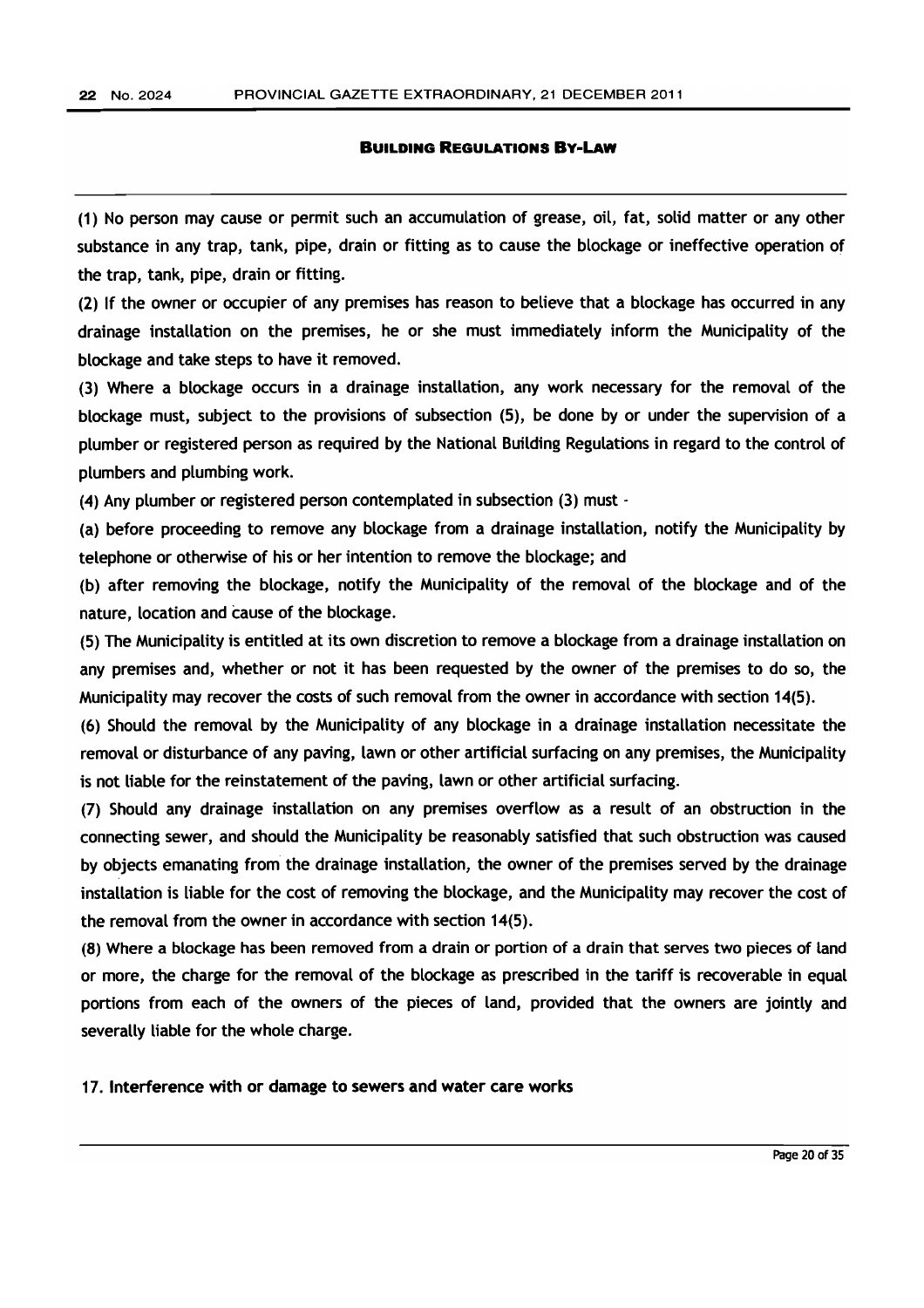(1) No person may cause or permit such an accumulation of grease, oil, fat, solid matter or any other substance in any trap, tank, pipe, drain or fitting as to cause the blockage or ineffective operation of the trap, tank, pipe, drain or fitting.

(2) If the owner or occupier of any premises has reason to believe that a blockage has occurred in any drainage installation on the premises, he or she must immediately inform the Municipality of the blockage and take steps to have it removed.

(3) Where a blockage occurs in a drainage installation, any work necessary for the removal of the blockage must, subject to the provisions of subsection (5), be done by or under the supervision of a plumber or registered person as required by the National Building Regulations in regard to the control of plumbers and plumbing work.

(4) Any plumber or registered person contemplated in subsection (3) must -

(a) before proceeding to remove any blockage from a drainage installation, notify the Municipality by telephone or otherwise of his or her intention to remove the blockage; and

(b) after removing the blockage, notify the Municipality of the removal of the blockage and of the nature, location and cause of the blockage.

(5) The Municipality is entitled at its own discretion to remove a blockage from a drainage installation on any premises and, whether or not it has been requested by the owner of the premises to do so, the Municipality may recover the costs of such removal from the owner in accordance with section 14(5).

(6) Should the removal by the Municipality of any blockage in a drainage installation necessitate the removal or disturbance of any paving, lawn or other artificial surfacing on any premises, the Municipality is not liable for the reinstatement of the paving, lawn or other artificial surfacing.

(7) Should any drainage installation on any premises overflow as a result of an obstruction in the connecting sewer, and should the Municipality be reasonably satisfied that such obstruction was caused by objects emanating from the drainage installation, the owner of the premises served by the drainage installation is liable for the cost of removing the blockage, and the Municipality may recover the cost of the removal from the owner in accordance with section 14(5).

(8) Where a blockage has been removed from a drain or portion of a drain that serves two pieces of land or more, the charge for the removal of the blockage as prescribed in the tariff is recoverable in equal portions from each of the owners of the pieces of land, provided that the owners are jointly and severally liable for the whole charge.

### 17. Interference with or damage to sewers and water care works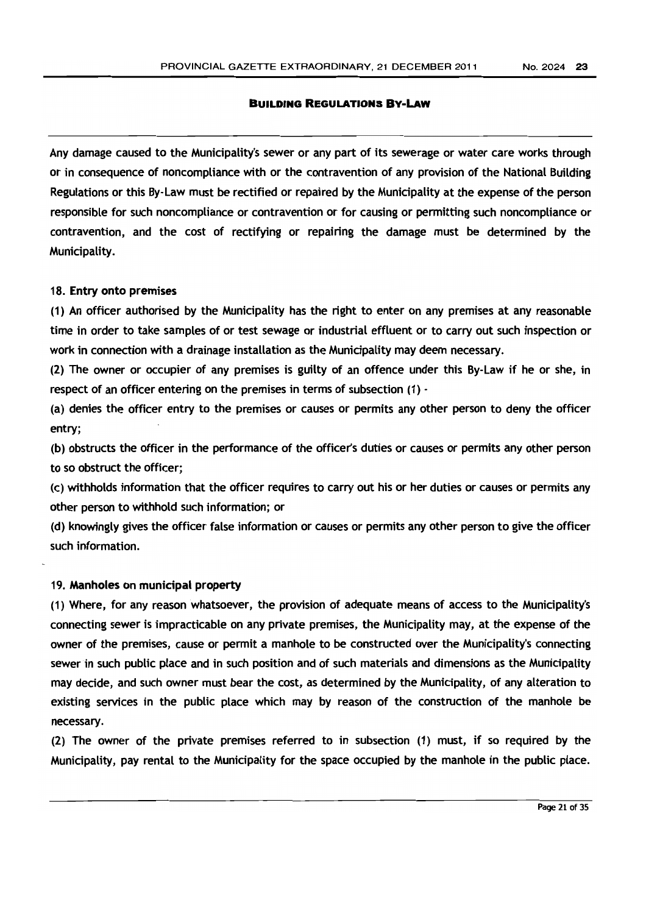Any damage caused to the Municipality's sewer or any part of its sewerage or water care works through or in consequence of noncompliance with or the contravention of any provision of the National Building Regulations or this By-Law must be rectified or repaired by the Municipality at the expense of the person responsible for such noncompliance or contravention or for causing or permitting such noncompliance or contravention, and the cost of rectifying or repairing the damage must be determined by the Municipality.

**18. Entry onto premises**

(1) An officer authorised by the Municipality has the right to enter on any premises at any reasonable time in order to take samples of or test sewage or industrial effluent or to carry out such inspection or work in connection with a drainage installation as the Municipality may deem necessary.

(2) The owner or occupier of any premises is guilty of an offence under this By-Law if he or she, in respect of an officer entering on the premises in terms of subsection (1) -

(a) denies the officer entry to the premises or causes or permits any other person to deny the officer entry;

(b) obstructs the officer in the performance of the officer's duties or causes or permits any other person to so obstruct the officer;

(c) withholds information that the officer requires to carry out his or her duties or causes or permits any other person to withhold such information; or

(d) knowingly gives the officer false information or causes or permits any other person to give the officer such information.

**19. Manholes on municipal property**

(1) Where, for any reason whatsoever, the provision of adequate means of access to the Municipality's connecting sewer is impracticable on any private premises, the Municipality may, at the expense of the owner of the premises, cause or permit a manhole to be constructed over the Municipality's connecting sewer in such public place and in such position and of such materials and dimensions as the Municipality may decide, and such owner must bear the cost, as determined by the Municipality, of any alteration to existing services in the public place which may by reason of the construction of the manhole be necessary.

(2) The owner of the private premises referred to in subsection (1) must, if so required by the Municipality, pay rental to the Municipality for the space occupied by the manhole in the public place.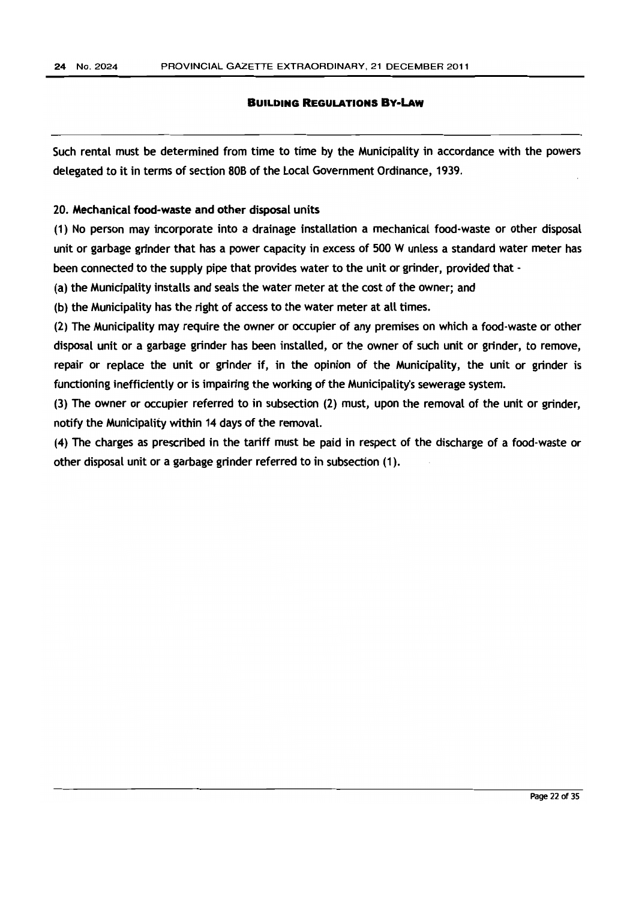Such rental must be determined from time to time by the Municipality in accordance with the powers delegated to it in terms of section 80B of the Local Government Ordinance, 1939.

**20. Mechanical food-waste and other disposal units**

(1) No person may incorporate into a drainage installation a mechanical food-waste or other disposal unit or garbage grinder that has a power capacity in excess of 500 W unless a standard water meter has been connected to the supply pipe that provides water to the unit or grinder, provided that -

(a) the Municipality installs and seals the water meter at the cost of the owner; and

(b) the Municipality has the right of access to the water meter at all times.

(2) The Municipality may require the owner or occupier of any premises on which a food-waste or other disposal unit or a garbage grinder has been installed, or the owner of such unit or grinder, to remove, repair or replace the unit or grinder if, in the opinion of the Municipality, the unit or grinder is functioning inefficiently or is impairing the working of the Municipality's sewerage system.

(3) The owner or occupier referred to in subsection (2) must, upon the removal of the unit or grinder, notify the Municipality within 14 days of the removal.

(4) The charges as prescribed in the tariff must be paid in respect of the discharge of a food-waste or other disposal unit or a garbage grinder referred to in subsection (1).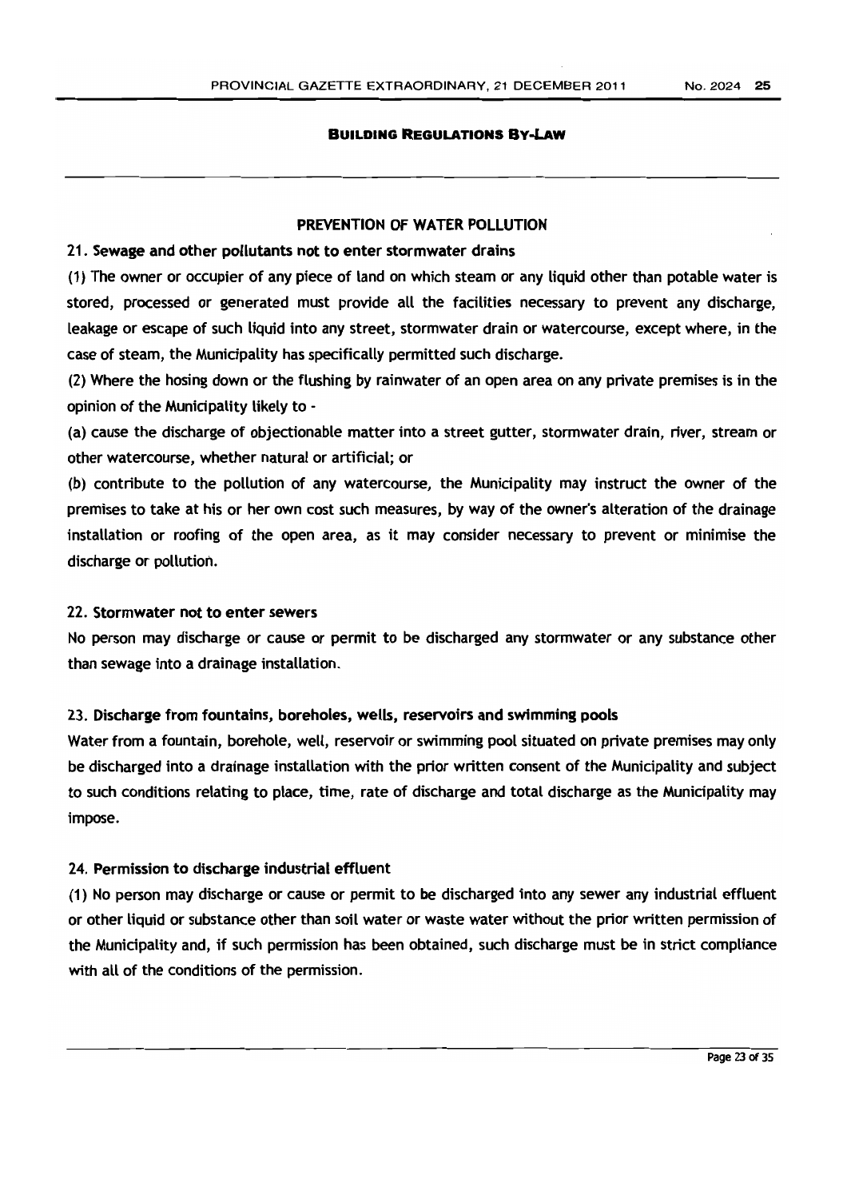## PREVENTION OF WATER POLLUTION

### 21. Sewage and other pollutants not to enter stormwater drains

(1) The owner or occupier of any piece of land on which steam or any liquid other than potable water is stored, processed or generated must provide all the facilities necessary to prevent any discharge, leakage or escape of such liquid into any street, stormwater drain or watercourse, except where, in the case of steam, the Municipality has specifically permitted such discharge.

(2) Where the hosing down or the flushing by rainwater of an open area on any private premises is in the opinion of the Municipality likely to -

(a) cause the discharge of objectionable matter into a street gutter, stormwater drain, river, stream or other watercourse, whether natural or artificial; or

(b) contribute to the pollution of any watercourse, the Municipality may instruct the owner of the premises to take at his or her own cost such measures, by way of the owner's alteration of the drainage installation or roofing of the open area, as it may consider necessary to prevent or minimise the discharge or pollution.

### 22. Stormwater not to enter sewers

No person may discharge or cause or permit to be discharged any stormwater or any substance other than sewage into a drainage installation.

### 23. Discharge from fountains, boreholes, wells, reservoirs and swimming pools

Water from a fountain, borehole, well, reservoir or swimming pool situated on private premises may only be discharged into a drainage installation with the prior written consent of the Municipality and subject to such conditions relating to place, time, rate of discharge and total discharge as the Municipality may impose.

### 24. Permission to discharge industrial effluent

(1) No person may discharge or cause or permit to be discharged into any sewer any industrial effluent or other liquid or substance other than soil water or waste water without the prior written permission of the Municipality and, if such permission has been obtained, such discharge must be in strict compliance with all of the conditions of the permission.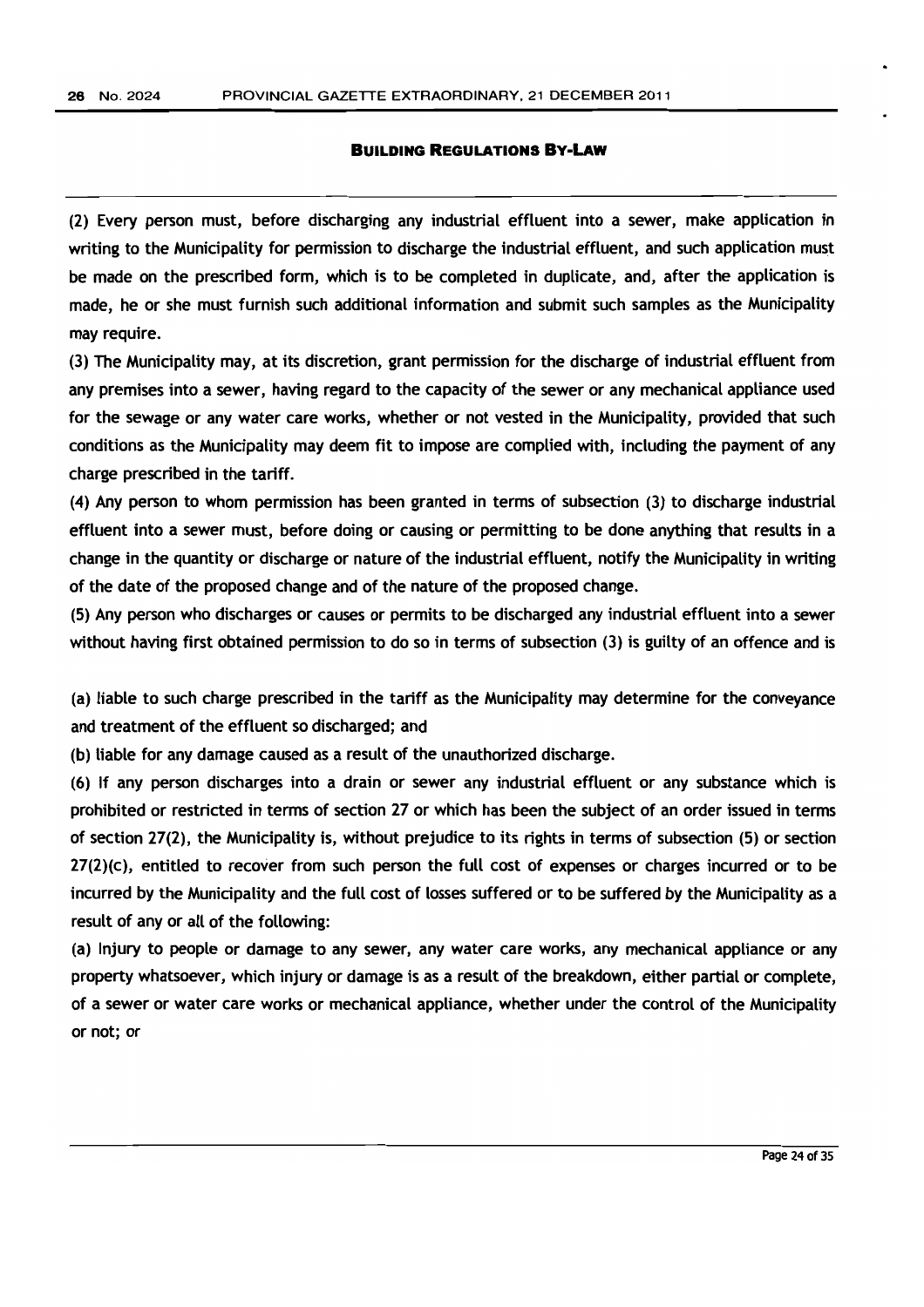(2) Every person must, before discharging any industrial effluent into a sewer, make application in writing to the Municipality for permission to discharge the industrial effluent, and such application must be made on the prescribed form, which is to be completed in duplicate, and, after the application is made, he or she must furnish such additional information and submit such samples as the Municipality may require.

(3) The Municipality may, at its discretion, grant permission for the discharge of industrial effluent from any premises into a sewer, having regard to the capacity of the sewer or any mechanical appliance used for the sewage or any water care works, whether or not vested in the Municipality, provided that such conditions as the Municipality may deem fit to impose are complied with, including the payment of any charge prescribed in the tariff.

(4) Any person to whom permission has been granted in terms of subsection (3) to discharge industrial effluent into a sewer must, before doing or causing or permitting to be done anything that results in a change in the quantity or discharge or nature of the industrial effluent, notify the Municipality in writing of the date of the proposed change and of the nature of the proposed change.

(5) Any person who discharges or causes or permits to be discharged any industrial effluent into a sewer without having first obtained permission to do so in terms of subsection (3) is guilty of an offence and is

(a) liable to such charge prescribed in the tariff as the Municipality may determine for the conveyance and treatment of the effluent so discharged; and

(b) liable for any damage caused as a result of the unauthorized discharge.

(6) If any person discharges into a drain or sewer any industrial effluent or any substance which is prohibited or restricted in terms of section 27 or which has been the subject of an order issued in terms of section 27(2), the Municipality is, without prejudice to its rights in terms of subsection (5) or section 27(2)(c), entitled to recover from such person the full cost of expenses or charges incurred or to be incurred by the Municipality and the full cost of losses suffered or to be suffered by the Municipality as a result of any or all of the following:

(a) Injury to people or damage to any sewer, any water care works, any mechanical appliance or any property whatsoever, which injury or damage is as a result of the breakdown, either partial or complete, of a sewer or water care works or mechanical appliance, whether under the control of the Municipality or not; or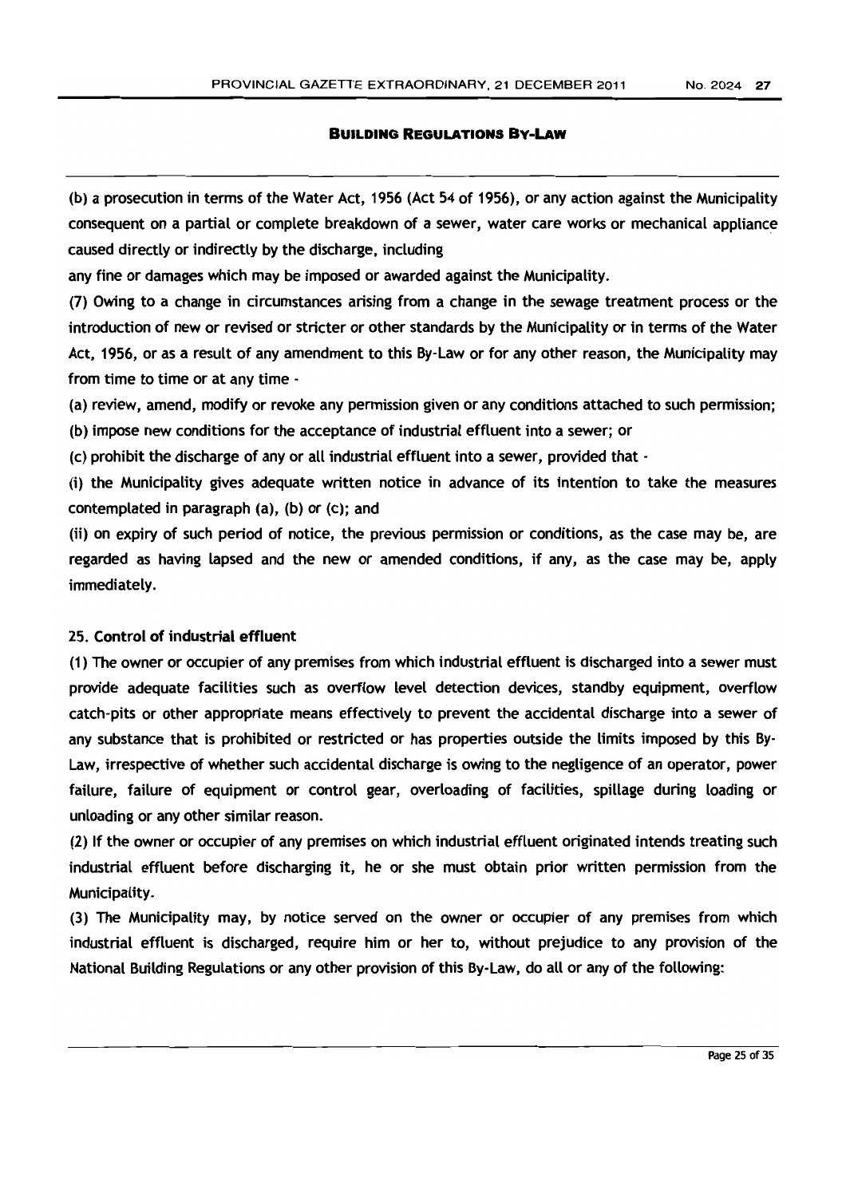(b) a prosecution in terms of the Water Act, 1956 (Act 54 of 1956), or any action against the Municipality consequent on a partial or complete breakdown of a sewer, water care works or mechanical appliance caused directly or indirectly by the discharge, including

any fine or damages which may be imposed or awarded against the Municipality.

(7) Owing to a change in circumstances arising from a change in the sewage treatment process or the introduction of new or revised or stricter or other standards by the Municipality or in terms of the Water Act, 1956, or as a result of any amendment to this By-Law or for any other reason, the Municipality may from time to time or at any time -

(a) review, amend, modify or revoke any permission given or any conditions attached to such permission;

(b) impose new conditions for the acceptance of industrial effluent into a sewer; or

(c) prohibit the discharge of any or all industrial effluent into a sewer, provided that -

(i) the Municipality gives adequate written notice in advance of its intention to take the measures contemplated in paragraph (a), (b) or (c); and

(ii) on expiry of such period of notice, the previous permission or conditions, as the case may be, are regarded as having lapsed and the new or amended conditions, if any, as the case may be, apply immediately.

**25. Control of industrial effluent**

(1) The owner or occupier of any premises from which industrial effluent is discharged into a sewer must provide adequate facilities such as overflow level detection devices, standby equipment, overflow catch-pits or other appropriate means effectively to prevent the accidental discharge into a sewer of any substance that is prohibited or restricted or has properties outside the limits imposed by this By-Law, irrespective of whether such accidental discharge is owing to the negligence of an operator, power failure, failure of equipment or control gear, overloading of facilities, spillage during loading or unloading or any other similar reason.

(2) If the owner or occupier of any premises on which industrial effluent originated intends treating such industrial effluent before discharging it, he or she must obtain prior written permission from the Municipality.

(3) The Municipality may, by notice served on the owner or occupier of any premises from which industrial effluent is discharged, require him or her to, without prejudice to any provision of the National Building Regulations or any other provision of this By-Law, do all or any of the following: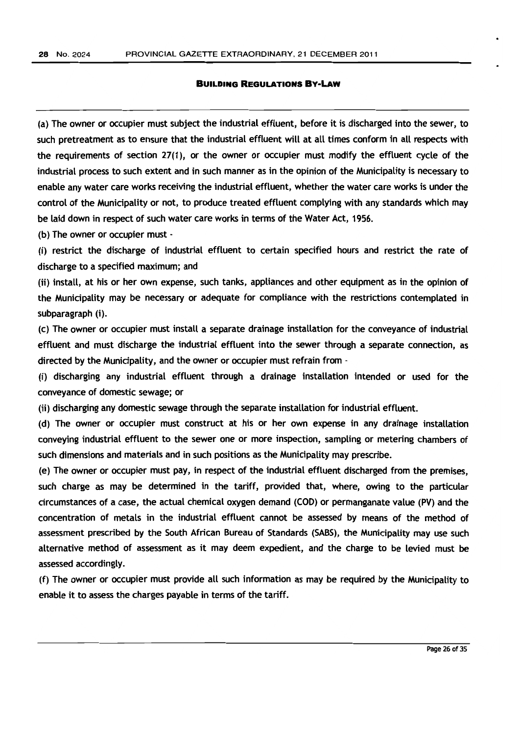(a) The owner or occupier must subject the industrial effluent, before it is discharged into the sewer, to such pretreatment as to ensure that the industrial effluent will at all times conform in all respects with the requirements of section 27(1), or the owner or occupier must modify the effluent cycle of the industrial process to such extent and in such manner as in the opinion of the Municipality is necessary to enable any water care works receiving the industrial effluent, whether the water care works is under the control of the Municipality or not, to produce treated effluent complying with any standards which may be laid down in respect of such water care works in terms of the Water Act, 1956.

(b) The owner or occupier must -

(i) restrict the discharge of industrial effluent to certain specified hours and restrict the rate of discharge to a specified maximum; and

(ii) install, at his or her own expense, such tanks, appliances and other equipment as in the opinion of the Municipality may be necessary or adequate for compliance with the restrictions contemplated in subparagraph (i).

(c) The owner or occupier must install a separate drainage installation for the conveyance of industrial effluent and must discharge the industrial effluent into the sewer through a separate connection, as directed by the Municipality, and the owner or occupier must refrain from -

(i) discharging any industrial effluent through a drainage installation intended or used for the conveyance of domestic sewage; or

(ii) discharging any domestic sewage through the separate installation for industrial effluent.

(d) The owner or occupier must construct at his or her own expense in any drainage installation conveying industrial effluent to the sewer one or more inspection, sampling or metering chambers of such dimensions and materials and in such positions as the Municipality may prescribe.

(e) The owner or occupier must pay, in respect of the industrial effluent discharged from the premises, such charge as may be determined in the tariff, provided that, where, owing to the particular circumstances of a case, the actual chemical oxygen demand (COD) or permanganate value (PV) and the concentration of metals in the industrial effluent cannot be assessed by means of the method of assessment prescribed by the South African Bureau of Standards (SABS), the Municipality may use such alternative method of assessment as it may deem expedient, and the charge to be levied must be assessed accordingly.

(f) The owner or occupier must provide all such information as may be required by the Municipality to enable it to assess the charges payable in terms of the tariff.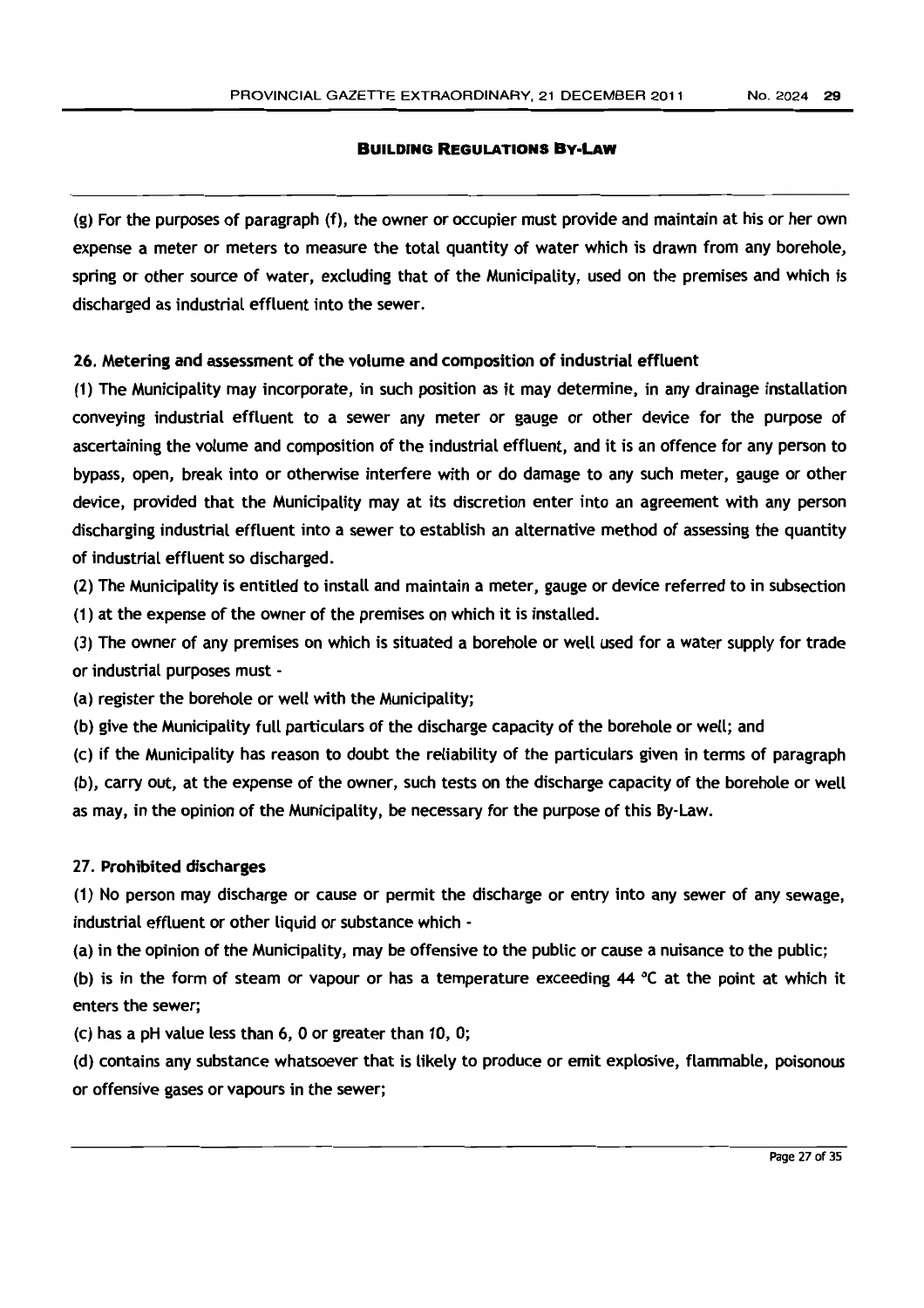(g) For the purposes of paragraph (f), the owner or occupier must provide and maintain at his or her own expense a meter or meters to measure the total quantity of water which is drawn from any borehole, spring or other source of water, excluding that of the Municipality, used on the premises and which is discharged as industrial effluent into the sewer.

**26. Metering and assessment of the volume and composition of industrial effluent**

(1) The Municipality may incorporate, in such position as it may determine, in any drainage installation conveying industrial effluent to a sewer any meter or gauge or other device for the purpose of ascertaining the volume and composition of the industrial effluent, and it is an offence for any person to bypass, open, break into or otherwise interfere with or do damage to any such meter, gauge or other device, provided that the Municipality may at its discretion enter into an agreement with any person discharging industrial effluent into a sewer to establish an alternative method of assessing the quantity of industrial effluent so discharged.

(2) The Municipality is entitled to install and maintain a meter, gauge or device referred to in subsection (1) at the expense of the owner of the premises on which it is installed.

(3) The owner of any premises on which is situated a borehole or well used for a water supply for trade or industrial purposes must -

(a) register the borehole or well with the Municipality;

(b) give the Municipality full particulars of the discharge capacity of the borehole or well; and

(c) if the Municipality has reason to doubt the reliability of the particulars given in terms of paragraph (b), carry out, at the expense of the owner, such tests on the discharge capacity of the borehole or well as may, in the opinion of the Municipality, be necessary for the purpose of this By-Law.

**27. Prohibited discharges**

(1) No person may discharge or cause or permit the discharge or entry into any sewer of any sewage, industrial effluent or other liquid or substance which -

(a) in the opinion of the Municipality, may be offensive to the public or cause a nuisance to the public;

(b) is in the form of steam or vapour or has a temperature exceeding 44 °C at the point at which it enters the sewer;

(c) has a pH value less than 6, 0 or greater than 10, 0;

(d) contains any substance whatsoever that is likely to produce or emit explosive, flammable, poisonous or offensive gases or vapours in the sewer;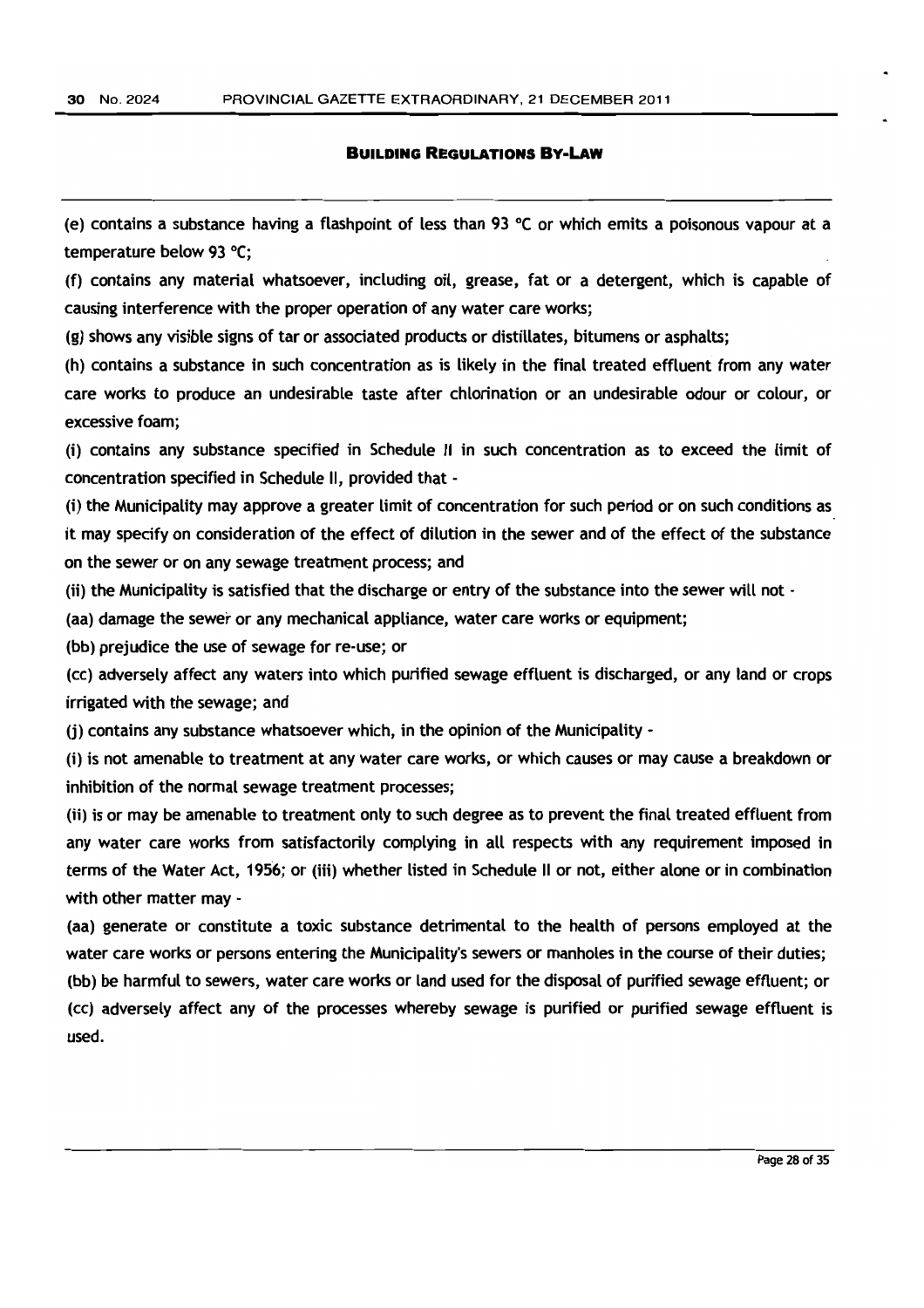(e) contains a substance having a flashpoint of less than 93 °C or which emits a poisonous vapour at a temperature below 93 °C;

(f) contains any material whatsoever, including oil, grease, fat or a detergent, which is capable of causing interference with the proper operation of any water care works;

(g) shows any visible signs of tar or associated products or distillates, bitumens or asphalts;

(h) contains a substance in such concentration as is likely in the final treated effluent from any water care works to produce an undesirable taste after chlorination or an undesirable odour or colour, or excessive foam;

(i) contains any substance specified in Schedule II in such concentration as to exceed the limit of concentration specified in Schedule II, provided that -

(i) the Municipality may approve a greater limit of concentration for such period or on such conditions as it may specify on consideration of the effect of dilution in the sewer and of the effect of the substance on the sewer or on any sewage treatment process; and

(ii) the Municipality is satisfied that the discharge or entry of the substance into the sewer will not -

(aa) damage the sewer or any mechanical appliance, water care works or equipment;

(bb) prejudice the use of sewage for re-use; or

(cc) adversely affect any waters into which purified sewage effluent is discharged, or any land or crops irrigated with the sewage; and

(j) contains any substance whatsoever which, in the opinion of the Municipality -

(i) is not amenable to treatment at any water care works, or which causes or may cause a breakdown or inhibition of the normal sewage treatment processes;

(ii) is or may be amenable to treatment only to such degree as to prevent the final treated effluent from any water care works from satisfactorily complying in all respects with any requirement imposed in terms of the Water Act, 1956; or (iii) whether listed in Schedule II or not, either alone or in combination with other matter may -

(aa) generate or constitute a toxic substance detrimental to the health of persons employed at the water care works or persons entering the Municipality's sewers or manholes in the course of their duties;

(bb) be harmful to sewers, water care works or land used for the disposal of purified sewage effluent; or

(cc) adversely affect any of the processes whereby sewage is purified or purified sewage effluent is used.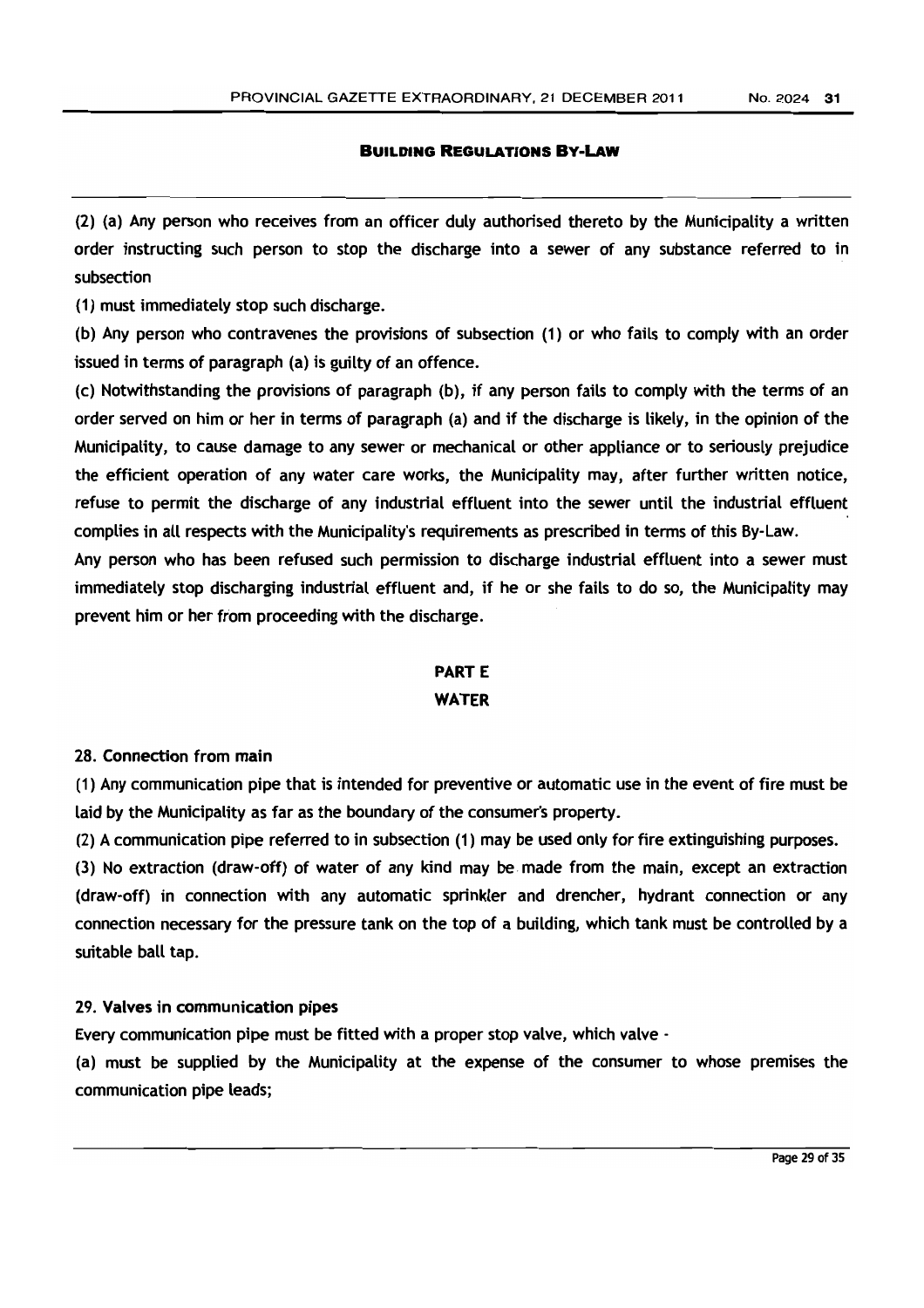(2) (a) Any person who receives from an officer duly authorised thereto by the Municipality a written order instructing such person to stop the discharge into a sewer of any substance referred to in subsection

(1) must immediately stop such discharge.

(b) Any person who contravenes the provisions of subsection (1) or who fails to comply with an order issued in terms of paragraph (a) is guilty of an offence.

(c) Notwithstanding the provisions of paragraph (b), if any person fails to comply with the terms of an order served on him or her in terms of paragraph (a) and if the discharge is likely, in the opinion of the Municipality, to cause damage to any sewer or mechanical or other appliance or to seriously prejudice the efficient operation of any water care works, the Municipality may, after further written notice, refuse to permit the discharge of any industrial effluent into the sewer until the industrial effluent complies in all respects with the Municipality's requirements as prescribed in terms of this By-Law.

Any person who has been refused such permission to discharge industrial effluent into a sewer must immediately stop discharging industrial effluent and, if he or she fails to do so, the Municipality may prevent him or her from proceeding with the discharge.

## PART E
## WATER

**28. Connection from main**

(1) Any communication pipe that is intended for preventive or automatic use in the event of fire must be laid by the Municipality as far as the boundary of the consumer's property.

(2) A communication pipe referred to in subsection (1) may be used only for fire extinguishing purposes.

(3) No extraction (draw-off) of water of any kind may be made from the main, except an extraction (draw-off) in connection with any automatic sprinkler and drencher, hydrant connection or any connection necessary for the pressure tank on the top of a building, which tank must be controlled by a suitable ball tap.

**29. Valves in communication pipes**

Every communication pipe must be fitted with a proper stop valve, which valve -

(a) must be supplied by the Municipality at the expense of the consumer to whose premises the communication pipe leads;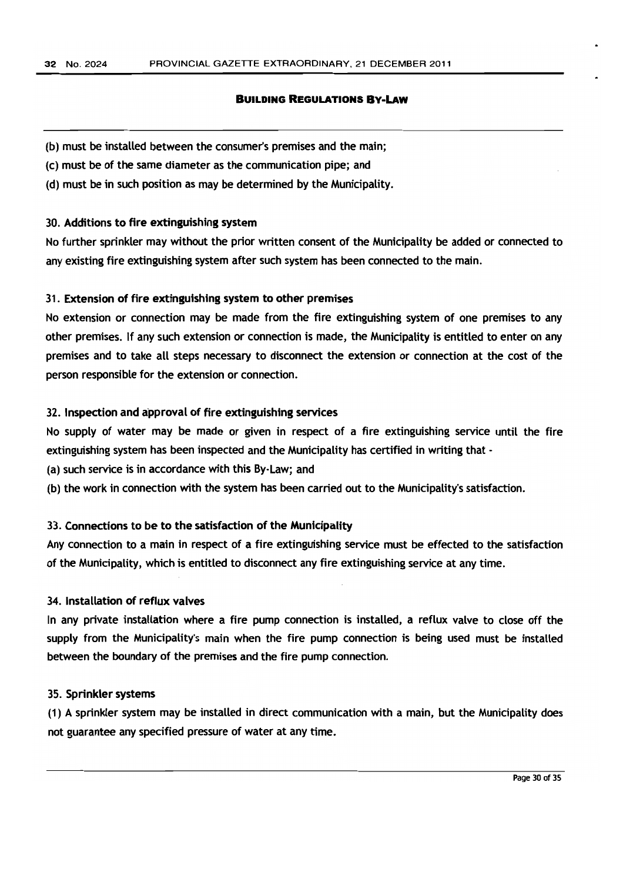(b) must be installed between the consumer's premises and the main;

(c) must be of the same diameter as the communication pipe; and

(d) must be in such position as may be determined by the Municipality.

**30. Additions to fire extinguishing system**

No further sprinkler may without the prior written consent of the Municipality be added or connected to any existing fire extinguishing system after such system has been connected to the main.

**31. Extension of fire extinguishing system to other premises**

No extension or connection may be made from the fire extinguishing system of one premises to any other premises. If any such extension or connection is made, the Municipality is entitled to enter on any premises and to take all steps necessary to disconnect the extension or connection at the cost of the person responsible for the extension or connection.

**32. Inspection and approval of fire extinguishing services**

No supply of water may be made or given in respect of a fire extinguishing service until the fire extinguishing system has been inspected and the Municipality has certified in writing that -

(a) such service is in accordance with this By-Law; and

(b) the work in connection with the system has been carried out to the Municipality's satisfaction.

**33. Connections to be to the satisfaction of the Municipality**

Any connection to a main in respect of a fire extinguishing service must be effected to the satisfaction of the Municipality, which is entitled to disconnect any fire extinguishing service at any time.

**34. Installation of reflux valves**

In any private installation where a fire pump connection is installed, a reflux valve to close off the supply from the Municipality's main when the fire pump connection is being used must be installed between the boundary of the premises and the fire pump connection.

**35. Sprinkler systems**

(1) A sprinkler system may be installed in direct communication with a main, but the Municipality does not guarantee any specified pressure of water at any time.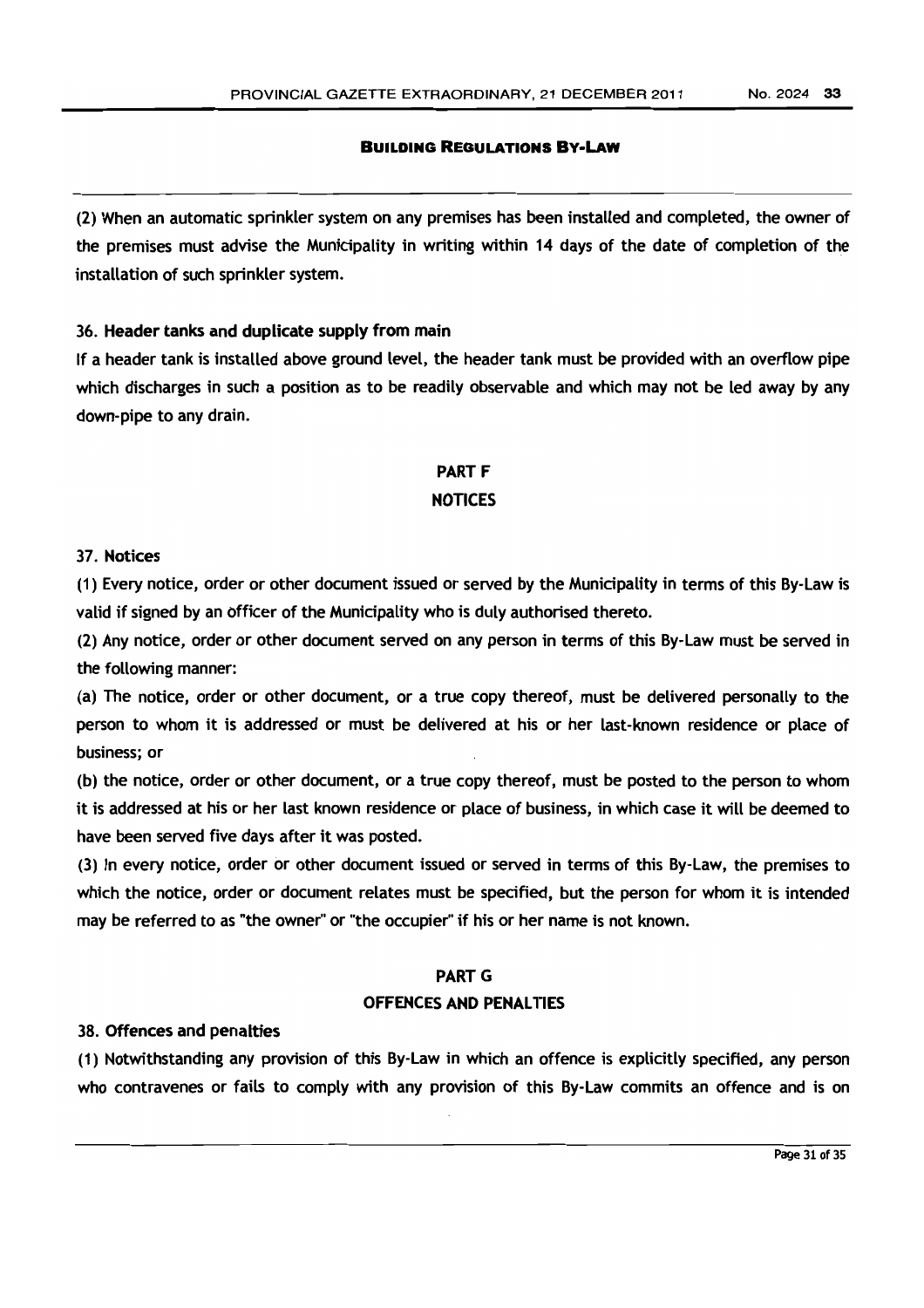(2) When an automatic sprinkler system on any premises has been installed and completed, the owner of the premises must advise the Municipality in writing within 14 days of the date of completion of the installation of such sprinkler system.

**36. Header tanks and duplicate supply from main**

If a header tank is installed above ground level, the header tank must be provided with an overflow pipe which discharges in such a position as to be readily observable and which may not be led away by any down-pipe to any drain.

## PART F
## NOTICES

**37. Notices**

(1) Every notice, order or other document issued or served by the Municipality in terms of this By-Law is valid if signed by an officer of the Municipality who is duly authorised thereto.

(2) Any notice, order or other document served on any person in terms of this By-Law must be served in the following manner:

(a) The notice, order or other document, or a true copy thereof, must be delivered personally to the person to whom it is addressed or must be delivered at his or her last-known residence or place of business; or

(b) the notice, order or other document, or a true copy thereof, must be posted to the person to whom it is addressed at his or her last known residence or place of business, in which case it will be deemed to have been served five days after it was posted.

(3) In every notice, order or other document issued or served in terms of this By-Law, the premises to which the notice, order or document relates must be specified, but the person for whom it is intended may be referred to as "the owner" or "the occupier" if his or her name is not known.

## PART G
## OFFENCES AND PENALTIES

**38. Offences and penalties**

(1) Notwithstanding any provision of this By-Law in which an offence is explicitly specified, any person who contravenes or fails to comply with any provision of this By-Law commits an offence and is on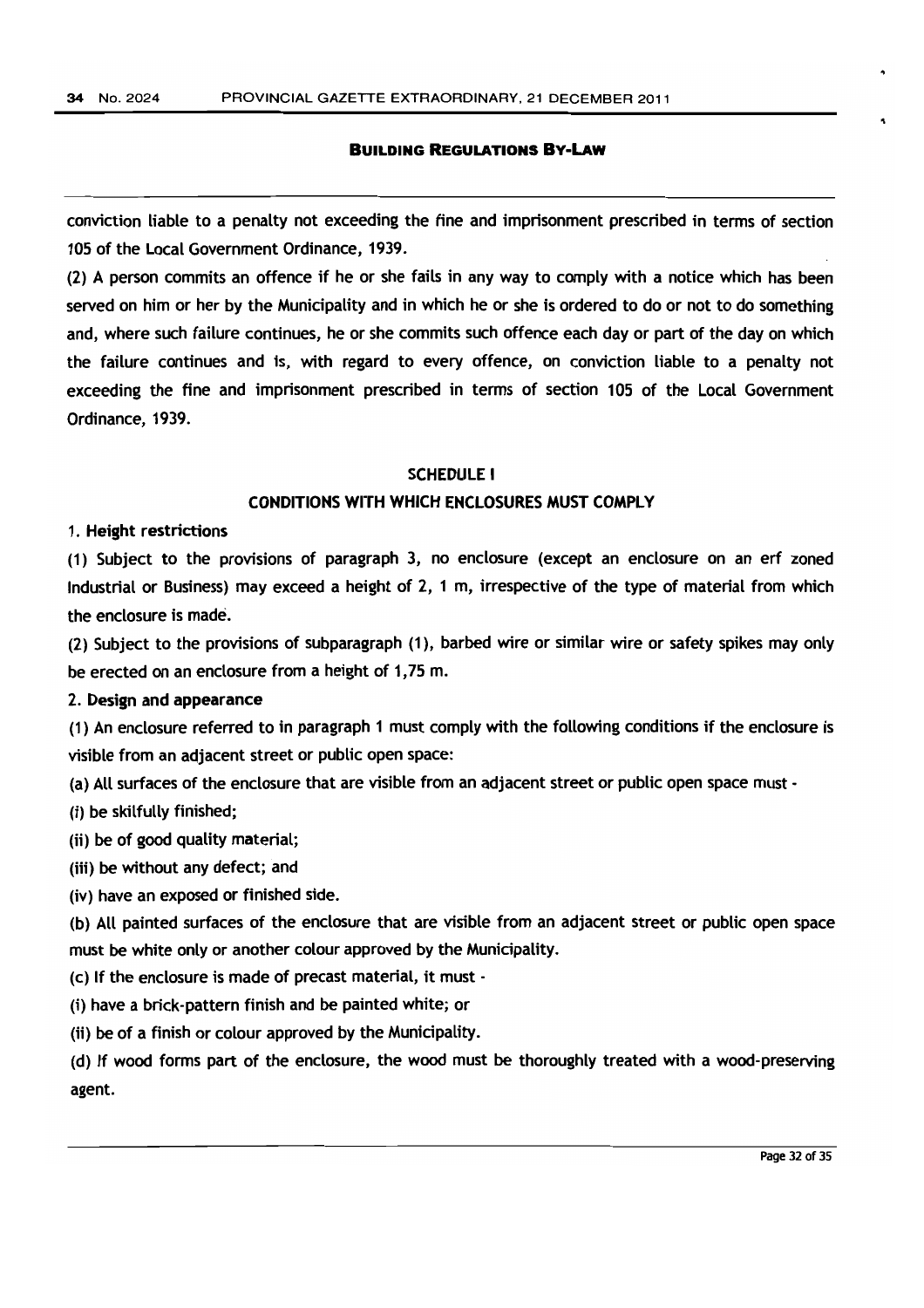conviction liable to a penalty not exceeding the fine and imprisonment prescribed in terms of section 105 of the Local Government Ordinance, 1939.

(2) A person commits an offence if he or she fails in any way to comply with a notice which has been served on him or her by the Municipality and in which he or she is ordered to do or not to do something and, where such failure continues, he or she commits such offence each day or part of the day on which the failure continues and is, with regard to every offence, on conviction liable to a penalty not exceeding the fine and imprisonment prescribed in terms of section 105 of the Local Government Ordinance, 1939.

## SCHEDULE I

## CONDITIONS WITH WHICH ENCLOSURES MUST COMPLY

**1. Height restrictions**

(1) Subject to the provisions of paragraph 3, no enclosure (except an enclosure on an erf zoned Industrial or Business) may exceed a height of 2, 1 m, irrespective of the type of material from which the enclosure is made.

(2) Subject to the provisions of subparagraph (1), barbed wire or similar wire or safety spikes may only be erected on an enclosure from a height of 1,75 m.

**2. Design and appearance**

(1) An enclosure referred to in paragraph 1 must comply with the following conditions if the enclosure is visible from an adjacent street or public open space:

(a) All surfaces of the enclosure that are visible from an adjacent street or public open space must -

(i) be skilfully finished;

(ii) be of good quality material;

(iii) be without any defect; and

(iv) have an exposed or finished side.

(b) All painted surfaces of the enclosure that are visible from an adjacent street or public open space must be white only or another colour approved by the Municipality.

(c) If the enclosure is made of precast material, it must -

(i) have a brick-pattern finish and be painted white; or

(ii) be of a finish or colour approved by the Municipality.

(d) If wood forms part of the enclosure, the wood must be thoroughly treated with a wood-preserving agent.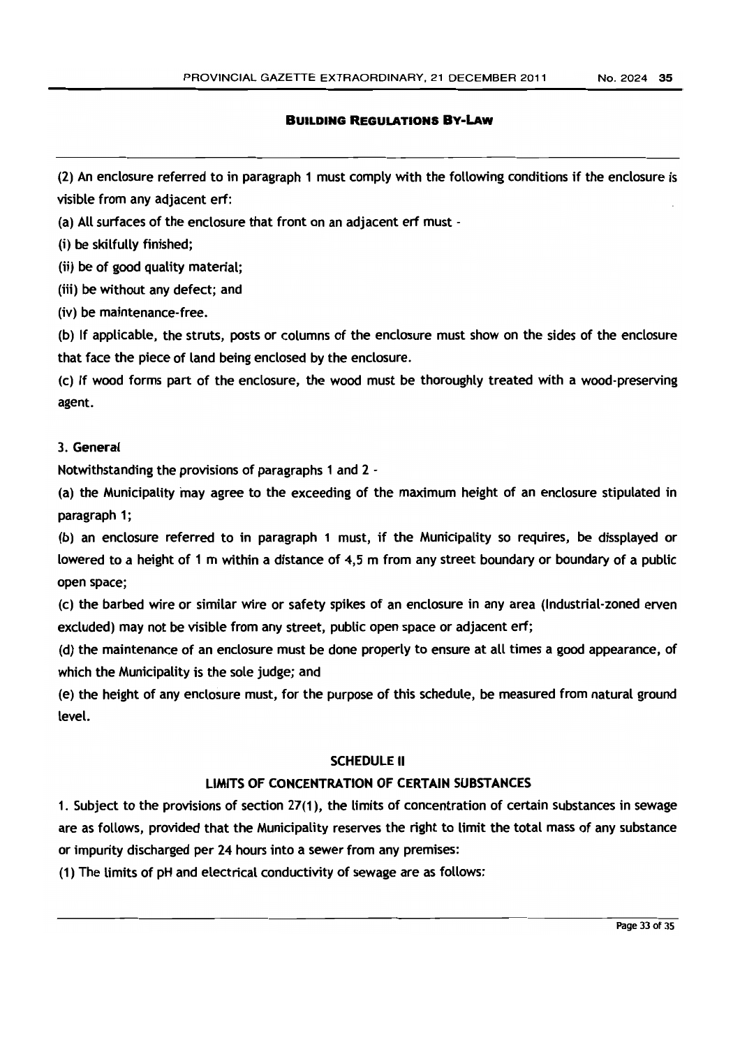(2) An enclosure referred to in paragraph 1 must comply with the following conditions if the enclosure is visible from any adjacent erf:

(a) All surfaces of the enclosure that front on an adjacent erf must -

(i) be skilfully finished;

(ii) be of good quality material;

(iii) be without any defect; and

(iv) be maintenance-free.

(b) If applicable, the struts, posts or columns of the enclosure must show on the sides of the enclosure that face the piece of land being enclosed by the enclosure.

(c) If wood forms part of the enclosure, the wood must be thoroughly treated with a wood-preserving agent.

**3. General**

Notwithstanding the provisions of paragraphs 1 and 2 -

(a) the Municipality may agree to the exceeding of the maximum height of an enclosure stipulated in paragraph 1;

(b) an enclosure referred to in paragraph 1 must, if the Municipality so requires, be dissplayed or lowered to a height of 1 m within a distance of 4,5 m from any street boundary or boundary of a public open space;

(c) the barbed wire or similar wire or safety spikes of an enclosure in any area (Industrial-zoned erven excluded) may not be visible from any street, public open space or adjacent erf;

(d) the maintenance of an enclosure must be done properly to ensure at all times a good appearance, of which the Municipality is the sole judge; and

(e) the height of any enclosure must, for the purpose of this schedule, be measured from natural ground level.

## SCHEDULE II

## LIMITS OF CONCENTRATION OF CERTAIN SUBSTANCES

1. Subject to the provisions of section 27(1), the limits of concentration of certain substances in sewage are as follows, provided that the Municipality reserves the right to limit the total mass of any substance or impurity discharged per 24 hours into a sewer from any premises:

(1) The limits of pH and electrical conductivity of sewage are as follows: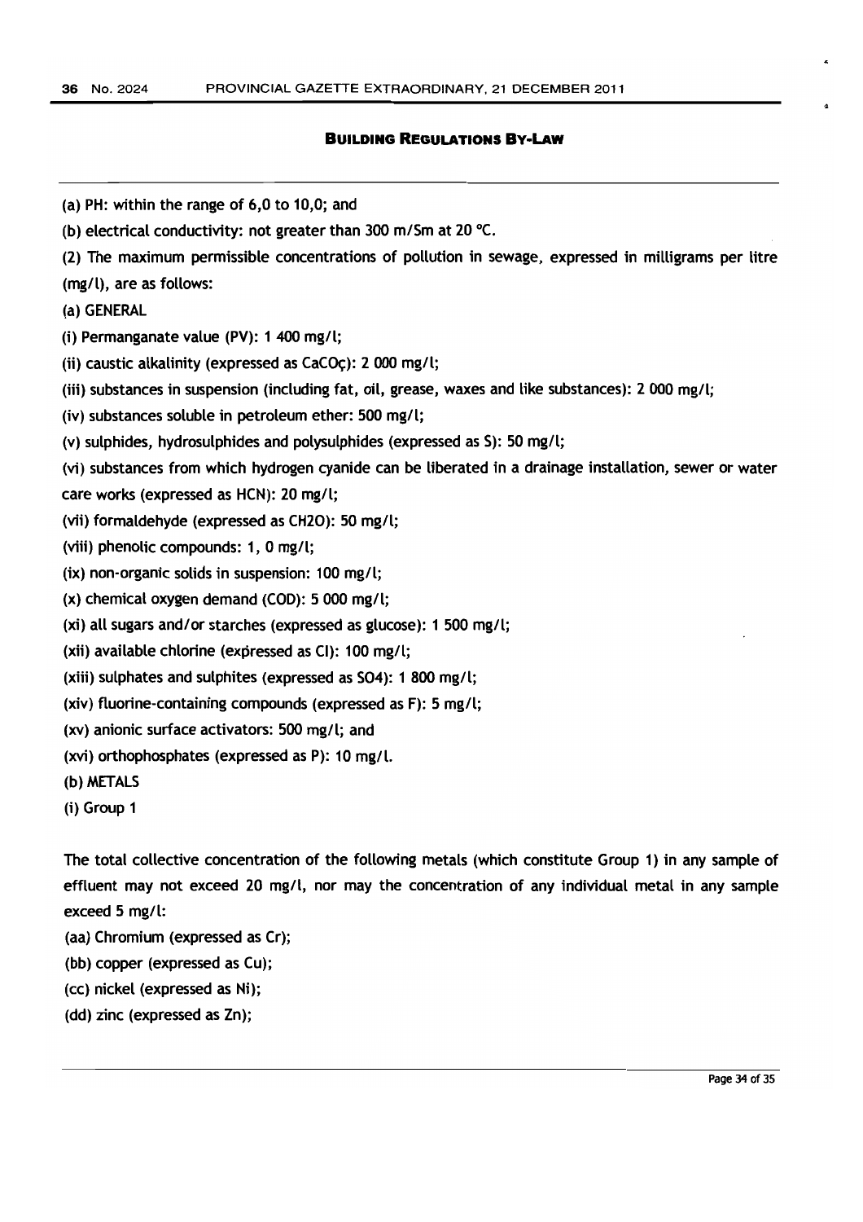(a) PH: within the range of 6,0 to 10,0; and

(b) electrical conductivity: not greater than 300 m/Sm at 20 °C.

(2) The maximum permissible concentrations of pollution in sewage, expressed in milligrams per litre (mg/l), are as follows:

(a) GENERAL

(i) Permanganate value (PV): 1 400 mg/l;

(ii) caustic alkalinity (expressed as CaCOç): 2 000 mg/l;

(iii) substances in suspension (including fat, oil, grease, waxes and like substances): 2 000 mg/l;

(iv) substances soluble in petroleum ether: 500 mg/l;

(v) sulphides, hydrosulphides and polysulphides (expressed as S): 50 mg/l;

(vi) substances from which hydrogen cyanide can be liberated in a drainage installation, sewer or water care works (expressed as HCN): 20 mg/l;

(vii) formaldehyde (expressed as CH2O): 50 mg/l;

(viii) phenolic compounds: 1, 0 mg/l;

(ix) non-organic solids in suspension: 100 mg/l;

(x) chemical oxygen demand (COD): 5 000 mg/l;

(xi) all sugars and/or starches (expressed as glucose): 1 500 mg/l;

(xii) available chlorine (expressed as Cl): 100 mg/l;

(xiii) sulphates and sulphites (expressed as SO4): 1 800 mg/l;

(xiv) fluorine-containing compounds (expressed as F): 5 mg/l;

(xv) anionic surface activators: 500 mg/l; and

(xvi) orthophosphates (expressed as P): 10 mg/l.

(b) METALS

(i) Group 1

The total collective concentration of the following metals (which constitute Group 1) in any sample of effluent may not exceed 20 mg/l, nor may the concentration of any individual metal in any sample exceed 5 mg/l:

(aa) Chromium (expressed as Cr);

(bb) copper (expressed as Cu);

(cc) nickel (expressed as Ni);

(dd) zinc (expressed as Zn);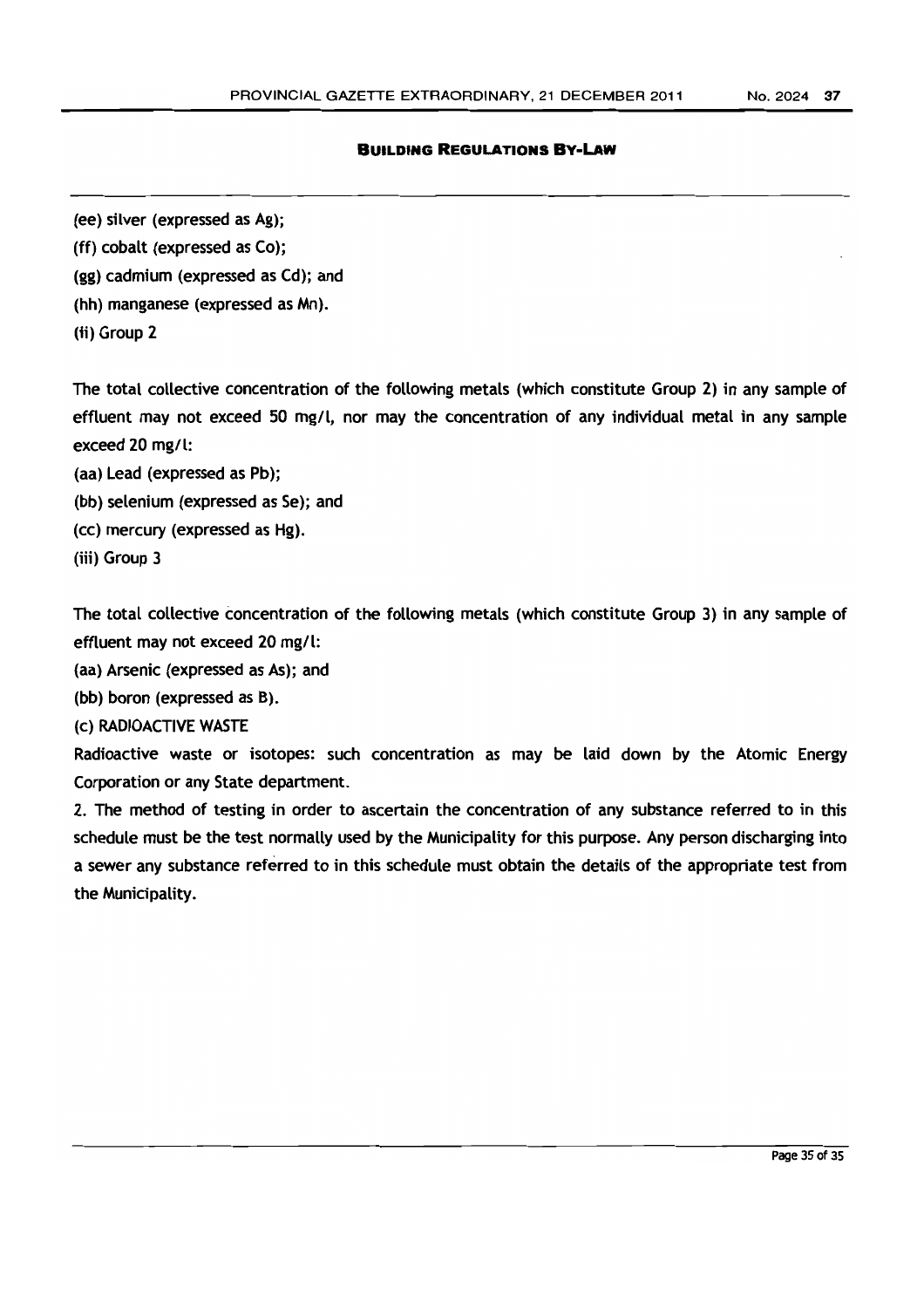(ee) silver (expressed as Ag);

(ff) cobalt (expressed as Co);

(gg) cadmium (expressed as Cd); and

(hh) manganese (expressed as Mn).

(ii) Group 2

The total collective concentration of the following metals (which constitute Group 2) in any sample of effluent may not exceed 50 mg/l, nor may the concentration of any individual metal in any sample exceed 20 mg/l:

(aa) Lead (expressed as Pb);

(bb) selenium (expressed as Se); and

(cc) mercury (expressed as Hg).

(iii) Group 3

The total collective concentration of the following metals (which constitute Group 3) in any sample of effluent may not exceed 20 mg/l:

(aa) Arsenic (expressed as As); and

(bb) boron (expressed as B).

(c) RADIOACTIVE WASTE

Radioactive waste or isotopes: such concentration as may be laid down by the Atomic Energy Corporation or any State department.

2. The method of testing in order to ascertain the concentration of any substance referred to in this schedule must be the test normally used by the Municipality for this purpose. Any person discharging into a sewer any substance referred to in this schedule must obtain the details of the appropriate test from the Municipality.